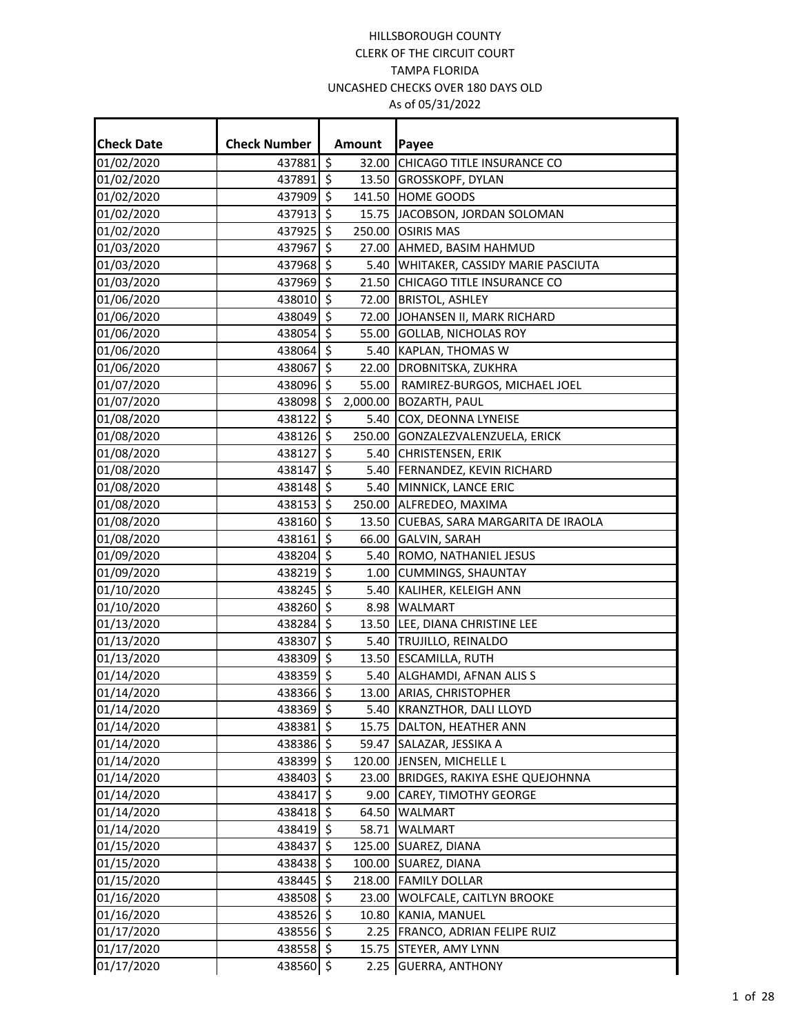HILLSBOROUGH COUNTY
CLERK OF THE CIRCUIT COURT
TAMPA FLORIDA
UNCASHED CHECKS OVER 180 DAYS OLD
As of 05/31/2022

| Check Date | Check Number | Amount | Payee |
|---|---|---|---|
| 01/02/2020 | 437881 | $ 32.00 | CHICAGO TITLE INSURANCE CO |
| 01/02/2020 | 437891 | $ 13.50 | GROSSKOPF, DYLAN |
| 01/02/2020 | 437909 | $ 141.50 | HOME GOODS |
| 01/02/2020 | 437913 | $ 15.75 | JACOBSON, JORDAN SOLOMAN |
| 01/02/2020 | 437925 | $ 250.00 | OSIRIS MAS |
| 01/03/2020 | 437967 | $ 27.00 | AHMED, BASIM HAHMUD |
| 01/03/2020 | 437968 | $ 5.40 | WHITAKER, CASSIDY MARIE PASCIUTA |
| 01/03/2020 | 437969 | $ 21.50 | CHICAGO TITLE INSURANCE CO |
| 01/06/2020 | 438010 | $ 72.00 | BRISTOL, ASHLEY |
| 01/06/2020 | 438049 | $ 72.00 | JOHANSEN II, MARK RICHARD |
| 01/06/2020 | 438054 | $ 55.00 | GOLLAB, NICHOLAS ROY |
| 01/06/2020 | 438064 | $ 5.40 | KAPLAN, THOMAS W |
| 01/06/2020 | 438067 | $ 22.00 | DROBNITSKA, ZUKHRA |
| 01/07/2020 | 438096 | $ 55.00 | RAMIREZ-BURGOS, MICHAEL JOEL |
| 01/07/2020 | 438098 | $ 2,000.00 | BOZARTH, PAUL |
| 01/08/2020 | 438122 | $ 5.40 | COX, DEONNA LYNEISE |
| 01/08/2020 | 438126 | $ 250.00 | GONZALEZVALENZUELA, ERICK |
| 01/08/2020 | 438127 | $ 5.40 | CHRISTENSEN, ERIK |
| 01/08/2020 | 438147 | $ 5.40 | FERNANDEZ, KEVIN RICHARD |
| 01/08/2020 | 438148 | $ 5.40 | MINNICK, LANCE ERIC |
| 01/08/2020 | 438153 | $ 250.00 | ALFREDEO, MAXIMA |
| 01/08/2020 | 438160 | $ 13.50 | CUEBAS, SARA MARGARITA DE IRAOLA |
| 01/08/2020 | 438161 | $ 66.00 | GALVIN, SARAH |
| 01/09/2020 | 438204 | $ 5.40 | ROMO, NATHANIEL JESUS |
| 01/09/2020 | 438219 | $ 1.00 | CUMMINGS, SHAUNTAY |
| 01/10/2020 | 438245 | $ 5.40 | KALIHER, KELEIGH ANN |
| 01/10/2020 | 438260 | $ 8.98 | WALMART |
| 01/13/2020 | 438284 | $ 13.50 | LEE, DIANA CHRISTINE LEE |
| 01/13/2020 | 438307 | $ 5.40 | TRUJILLO, REINALDO |
| 01/13/2020 | 438309 | $ 13.50 | ESCAMILLA, RUTH |
| 01/14/2020 | 438359 | $ 5.40 | ALGHAMDI, AFNAN ALIS S |
| 01/14/2020 | 438366 | $ 13.00 | ARIAS, CHRISTOPHER |
| 01/14/2020 | 438369 | $ 5.40 | KRANZTHOR, DALI LLOYD |
| 01/14/2020 | 438381 | $ 15.75 | DALTON, HEATHER ANN |
| 01/14/2020 | 438386 | $ 59.47 | SALAZAR, JESSIKA A |
| 01/14/2020 | 438399 | $ 120.00 | JENSEN, MICHELLE L |
| 01/14/2020 | 438403 | $ 23.00 | BRIDGES, RAKIYA ESHE QUEJOHNNA |
| 01/14/2020 | 438417 | $ 9.00 | CAREY, TIMOTHY GEORGE |
| 01/14/2020 | 438418 | $ 64.50 | WALMART |
| 01/14/2020 | 438419 | $ 58.71 | WALMART |
| 01/15/2020 | 438437 | $ 125.00 | SUAREZ, DIANA |
| 01/15/2020 | 438438 | $ 100.00 | SUAREZ, DIANA |
| 01/15/2020 | 438445 | $ 218.00 | FAMILY DOLLAR |
| 01/16/2020 | 438508 | $ 23.00 | WOLFCALE, CAITLYN BROOKE |
| 01/16/2020 | 438526 | $ 10.80 | KANIA, MANUEL |
| 01/17/2020 | 438556 | $ 2.25 | FRANCO, ADRIAN FELIPE RUIZ |
| 01/17/2020 | 438558 | $ 15.75 | STEYER, AMY LYNN |
| 01/17/2020 | 438560 | $ 2.25 | GUERRA, ANTHONY |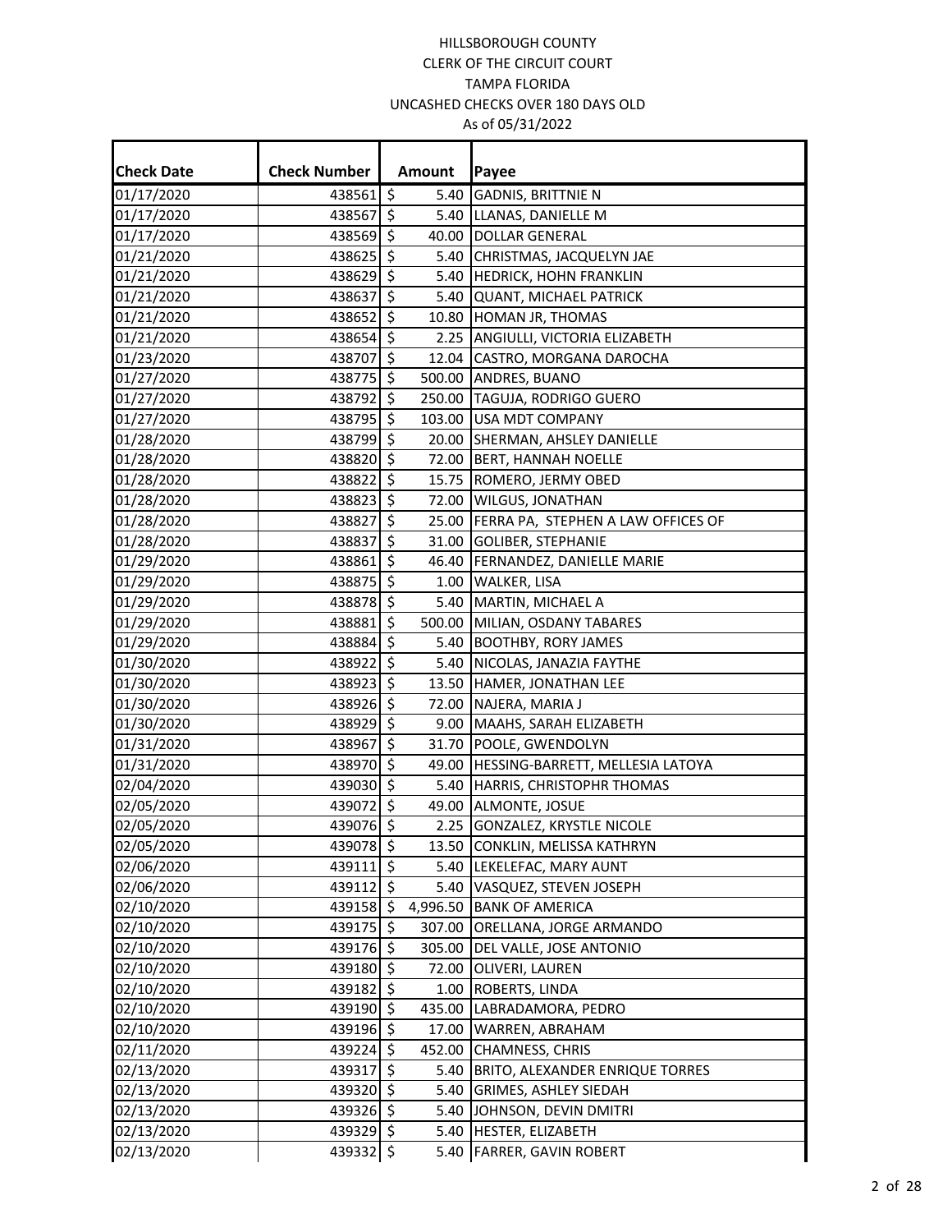HILLSBOROUGH COUNTY
CLERK OF THE CIRCUIT COURT
TAMPA FLORIDA
UNCASHED CHECKS OVER 180 DAYS OLD
As of 05/31/2022

| Check Date | Check Number | Amount | Payee |
|---|---|---|---|
| 01/17/2020 | 438561 | $ 5.40 | GADNIS, BRITTNIE N |
| 01/17/2020 | 438567 | $ 5.40 | LLANAS, DANIELLE M |
| 01/17/2020 | 438569 | $ 40.00 | DOLLAR GENERAL |
| 01/21/2020 | 438625 | $ 5.40 | CHRISTMAS, JACQUELYN JAE |
| 01/21/2020 | 438629 | $ 5.40 | HEDRICK, HOHN FRANKLIN |
| 01/21/2020 | 438637 | $ 5.40 | QUANT, MICHAEL PATRICK |
| 01/21/2020 | 438652 | $ 10.80 | HOMAN JR, THOMAS |
| 01/21/2020 | 438654 | $ 2.25 | ANGIULLI, VICTORIA ELIZABETH |
| 01/23/2020 | 438707 | $ 12.04 | CASTRO, MORGANA DAROCHA |
| 01/27/2020 | 438775 | $ 500.00 | ANDRES, BUANO |
| 01/27/2020 | 438792 | $ 250.00 | TAGUJA, RODRIGO GUERO |
| 01/27/2020 | 438795 | $ 103.00 | USA MDT COMPANY |
| 01/28/2020 | 438799 | $ 20.00 | SHERMAN, AHSLEY DANIELLE |
| 01/28/2020 | 438820 | $ 72.00 | BERT, HANNAH NOELLE |
| 01/28/2020 | 438822 | $ 15.75 | ROMERO, JERMY OBED |
| 01/28/2020 | 438823 | $ 72.00 | WILGUS, JONATHAN |
| 01/28/2020 | 438827 | $ 25.00 | FERRA PA, STEPHEN A LAW OFFICES OF |
| 01/28/2020 | 438837 | $ 31.00 | GOLIBER, STEPHANIE |
| 01/29/2020 | 438861 | $ 46.40 | FERNANDEZ, DANIELLE MARIE |
| 01/29/2020 | 438875 | $ 1.00 | WALKER, LISA |
| 01/29/2020 | 438878 | $ 5.40 | MARTIN, MICHAEL A |
| 01/29/2020 | 438881 | $ 500.00 | MILIAN, OSDANY TABARES |
| 01/29/2020 | 438884 | $ 5.40 | BOOTHBY, RORY JAMES |
| 01/30/2020 | 438922 | $ 5.40 | NICOLAS, JANAZIA FAYTHE |
| 01/30/2020 | 438923 | $ 13.50 | HAMER, JONATHAN LEE |
| 01/30/2020 | 438926 | $ 72.00 | NAJERA, MARIA J |
| 01/30/2020 | 438929 | $ 9.00 | MAAHS, SARAH ELIZABETH |
| 01/31/2020 | 438967 | $ 31.70 | POOLE, GWENDOLYN |
| 01/31/2020 | 438970 | $ 49.00 | HESSING-BARRETT, MELLESIA LATOYA |
| 02/04/2020 | 439030 | $ 5.40 | HARRIS, CHRISTOPHR THOMAS |
| 02/05/2020 | 439072 | $ 49.00 | ALMONTE, JOSUE |
| 02/05/2020 | 439076 | $ 2.25 | GONZALEZ, KRYSTLE NICOLE |
| 02/05/2020 | 439078 | $ 13.50 | CONKLIN, MELISSA KATHRYN |
| 02/06/2020 | 439111 | $ 5.40 | LEKELEFAC, MARY AUNT |
| 02/06/2020 | 439112 | $ 5.40 | VASQUEZ, STEVEN JOSEPH |
| 02/10/2020 | 439158 | $ 4,996.50 | BANK OF AMERICA |
| 02/10/2020 | 439175 | $ 307.00 | ORELLANA, JORGE ARMANDO |
| 02/10/2020 | 439176 | $ 305.00 | DEL VALLE, JOSE ANTONIO |
| 02/10/2020 | 439180 | $ 72.00 | OLIVERI, LAUREN |
| 02/10/2020 | 439182 | $ 1.00 | ROBERTS, LINDA |
| 02/10/2020 | 439190 | $ 435.00 | LABRADAMORA, PEDRO |
| 02/10/2020 | 439196 | $ 17.00 | WARREN, ABRAHAM |
| 02/11/2020 | 439224 | $ 452.00 | CHAMNESS, CHRIS |
| 02/13/2020 | 439317 | $ 5.40 | BRITO, ALEXANDER ENRIQUE TORRES |
| 02/13/2020 | 439320 | $ 5.40 | GRIMES, ASHLEY SIEDAH |
| 02/13/2020 | 439326 | $ 5.40 | JOHNSON, DEVIN DMITRI |
| 02/13/2020 | 439329 | $ 5.40 | HESTER, ELIZABETH |
| 02/13/2020 | 439332 | $ 5.40 | FARRER, GAVIN ROBERT |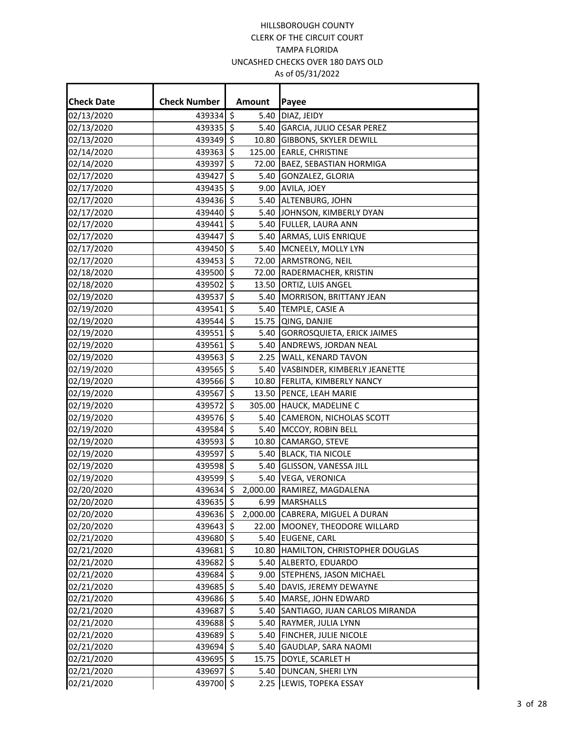HILLSBOROUGH COUNTY
CLERK OF THE CIRCUIT COURT
TAMPA FLORIDA
UNCASHED CHECKS OVER 180 DAYS OLD
As of 05/31/2022

| Check Date | Check Number | Amount | Payee |
|---|---|---|---|
| 02/13/2020 | 439334 | $ 5.40 | DIAZ, JEIDY |
| 02/13/2020 | 439335 | $ 5.40 | GARCIA, JULIO CESAR PEREZ |
| 02/13/2020 | 439349 | $ 10.80 | GIBBONS, SKYLER DEWILL |
| 02/14/2020 | 439363 | $ 125.00 | EARLE, CHRISTINE |
| 02/14/2020 | 439397 | $ 72.00 | BAEZ, SEBASTIAN HORMIGA |
| 02/17/2020 | 439427 | $ 5.40 | GONZALEZ, GLORIA |
| 02/17/2020 | 439435 | $ 9.00 | AVILA, JOEY |
| 02/17/2020 | 439436 | $ 5.40 | ALTENBURG, JOHN |
| 02/17/2020 | 439440 | $ 5.40 | JOHNSON, KIMBERLY DYAN |
| 02/17/2020 | 439441 | $ 5.40 | FULLER, LAURA ANN |
| 02/17/2020 | 439447 | $ 5.40 | ARMAS, LUIS ENRIQUE |
| 02/17/2020 | 439450 | $ 5.40 | MCNEELY, MOLLY LYN |
| 02/17/2020 | 439453 | $ 72.00 | ARMSTRONG, NEIL |
| 02/18/2020 | 439500 | $ 72.00 | RADERMACHER, KRISTIN |
| 02/18/2020 | 439502 | $ 13.50 | ORTIZ, LUIS ANGEL |
| 02/19/2020 | 439537 | $ 5.40 | MORRISON, BRITTANY JEAN |
| 02/19/2020 | 439541 | $ 5.40 | TEMPLE, CASIE A |
| 02/19/2020 | 439544 | $ 15.75 | QING, DANJIE |
| 02/19/2020 | 439551 | $ 5.40 | GORROSQUIETA, ERICK JAIMES |
| 02/19/2020 | 439561 | $ 5.40 | ANDREWS, JORDAN NEAL |
| 02/19/2020 | 439563 | $ 2.25 | WALL, KENARD TAVON |
| 02/19/2020 | 439565 | $ 5.40 | VASBINDER, KIMBERLY JEANETTE |
| 02/19/2020 | 439566 | $ 10.80 | FERLITA, KIMBERLY NANCY |
| 02/19/2020 | 439567 | $ 13.50 | PENCE, LEAH MARIE |
| 02/19/2020 | 439572 | $ 305.00 | HAUCK, MADELINE C |
| 02/19/2020 | 439576 | $ 5.40 | CAMERON, NICHOLAS SCOTT |
| 02/19/2020 | 439584 | $ 5.40 | MCCOY, ROBIN BELL |
| 02/19/2020 | 439593 | $ 10.80 | CAMARGO, STEVE |
| 02/19/2020 | 439597 | $ 5.40 | BLACK, TIA NICOLE |
| 02/19/2020 | 439598 | $ 5.40 | GLISSON, VANESSA JILL |
| 02/19/2020 | 439599 | $ 5.40 | VEGA, VERONICA |
| 02/20/2020 | 439634 | $ 2,000.00 | RAMIREZ, MAGDALENA |
| 02/20/2020 | 439635 | $ 6.99 | MARSHALLS |
| 02/20/2020 | 439636 | $ 2,000.00 | CABRERA, MIGUEL A DURAN |
| 02/20/2020 | 439643 | $ 22.00 | MOONEY, THEODORE WILLARD |
| 02/21/2020 | 439680 | $ 5.40 | EUGENE, CARL |
| 02/21/2020 | 439681 | $ 10.80 | HAMILTON, CHRISTOPHER DOUGLAS |
| 02/21/2020 | 439682 | $ 5.40 | ALBERTO, EDUARDO |
| 02/21/2020 | 439684 | $ 9.00 | STEPHENS, JASON MICHAEL |
| 02/21/2020 | 439685 | $ 5.40 | DAVIS, JEREMY DEWAYNE |
| 02/21/2020 | 439686 | $ 5.40 | MARSE, JOHN EDWARD |
| 02/21/2020 | 439687 | $ 5.40 | SANTIAGO, JUAN CARLOS MIRANDA |
| 02/21/2020 | 439688 | $ 5.40 | RAYMER, JULIA LYNN |
| 02/21/2020 | 439689 | $ 5.40 | FINCHER, JULIE NICOLE |
| 02/21/2020 | 439694 | $ 5.40 | GAUDLAP, SARA NAOMI |
| 02/21/2020 | 439695 | $ 15.75 | DOYLE, SCARLET H |
| 02/21/2020 | 439697 | $ 5.40 | DUNCAN, SHERI LYN |
| 02/21/2020 | 439700 | $ 2.25 | LEWIS, TOPEKA ESSAY |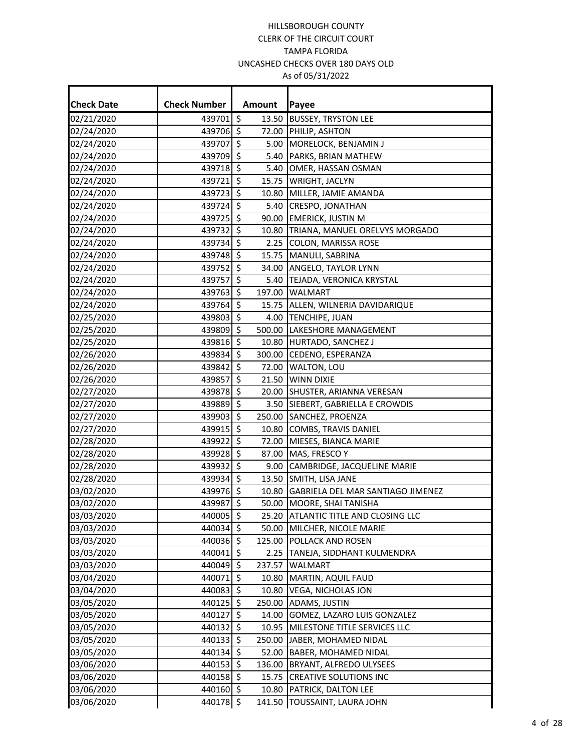HILLSBOROUGH COUNTY
CLERK OF THE CIRCUIT COURT
TAMPA FLORIDA
UNCASHED CHECKS OVER 180 DAYS OLD
As of 05/31/2022

| Check Date | Check Number | Amount | Payee |
|---|---|---|---|
| 02/21/2020 | 439701 | $ 13.50 | BUSSEY, TRYSTON LEE |
| 02/24/2020 | 439706 | $ 72.00 | PHILIP, ASHTON |
| 02/24/2020 | 439707 | $ 5.00 | MORELOCK, BENJAMIN J |
| 02/24/2020 | 439709 | $ 5.40 | PARKS, BRIAN MATHEW |
| 02/24/2020 | 439718 | $ 5.40 | OMER, HASSAN OSMAN |
| 02/24/2020 | 439721 | $ 15.75 | WRIGHT, JACLYN |
| 02/24/2020 | 439723 | $ 10.80 | MILLER, JAMIE AMANDA |
| 02/24/2020 | 439724 | $ 5.40 | CRESPO, JONATHAN |
| 02/24/2020 | 439725 | $ 90.00 | EMERICK, JUSTIN M |
| 02/24/2020 | 439732 | $ 10.80 | TRIANA, MANUEL ORELVYS MORGADO |
| 02/24/2020 | 439734 | $ 2.25 | COLON, MARISSA ROSE |
| 02/24/2020 | 439748 | $ 15.75 | MANULI, SABRINA |
| 02/24/2020 | 439752 | $ 34.00 | ANGELO, TAYLOR LYNN |
| 02/24/2020 | 439757 | $ 5.40 | TEJADA, VERONICA KRYSTAL |
| 02/24/2020 | 439763 | $ 197.00 | WALMART |
| 02/24/2020 | 439764 | $ 15.75 | ALLEN, WILNERIA DAVIDARIQUE |
| 02/25/2020 | 439803 | $ 4.00 | TENCHIPE, JUAN |
| 02/25/2020 | 439809 | $ 500.00 | LAKESHORE MANAGEMENT |
| 02/25/2020 | 439816 | $ 10.80 | HURTADO, SANCHEZ J |
| 02/26/2020 | 439834 | $ 300.00 | CEDENO, ESPERANZA |
| 02/26/2020 | 439842 | $ 72.00 | WALTON, LOU |
| 02/26/2020 | 439857 | $ 21.50 | WINN DIXIE |
| 02/27/2020 | 439878 | $ 20.00 | SHUSTER, ARIANNA VERESAN |
| 02/27/2020 | 439889 | $ 3.50 | SIEBERT, GABRIELLA E CROWDIS |
| 02/27/2020 | 439903 | $ 250.00 | SANCHEZ, PROENZA |
| 02/27/2020 | 439915 | $ 10.80 | COMBS, TRAVIS DANIEL |
| 02/28/2020 | 439922 | $ 72.00 | MIESES, BIANCA MARIE |
| 02/28/2020 | 439928 | $ 87.00 | MAS, FRESCO Y |
| 02/28/2020 | 439932 | $ 9.00 | CAMBRIDGE, JACQUELINE MARIE |
| 02/28/2020 | 439934 | $ 13.50 | SMITH, LISA JANE |
| 03/02/2020 | 439976 | $ 10.80 | GABRIELA DEL MAR SANTIAGO JIMENEZ |
| 03/02/2020 | 439987 | $ 50.00 | MOORE, SHAI TANISHA |
| 03/03/2020 | 440005 | $ 25.20 | ATLANTIC TITLE AND CLOSING LLC |
| 03/03/2020 | 440034 | $ 50.00 | MILCHER, NICOLE MARIE |
| 03/03/2020 | 440036 | $ 125.00 | POLLACK AND ROSEN |
| 03/03/2020 | 440041 | $ 2.25 | TANEJA, SIDDHANT KULMENDRA |
| 03/03/2020 | 440049 | $ 237.57 | WALMART |
| 03/04/2020 | 440071 | $ 10.80 | MARTIN, AQUIL FAUD |
| 03/04/2020 | 440083 | $ 10.80 | VEGA, NICHOLAS JON |
| 03/05/2020 | 440125 | $ 250.00 | ADAMS, JUSTIN |
| 03/05/2020 | 440127 | $ 14.00 | GOMEZ, LAZARO LUIS GONZALEZ |
| 03/05/2020 | 440132 | $ 10.95 | MILESTONE TITLE SERVICES LLC |
| 03/05/2020 | 440133 | $ 250.00 | JABER, MOHAMED NIDAL |
| 03/05/2020 | 440134 | $ 52.00 | BABER, MOHAMED NIDAL |
| 03/06/2020 | 440153 | $ 136.00 | BRYANT, ALFREDO ULYSEES |
| 03/06/2020 | 440158 | $ 15.75 | CREATIVE SOLUTIONS INC |
| 03/06/2020 | 440160 | $ 10.80 | PATRICK, DALTON LEE |
| 03/06/2020 | 440178 | $ 141.50 | TOUSSAINT, LAURA JOHN |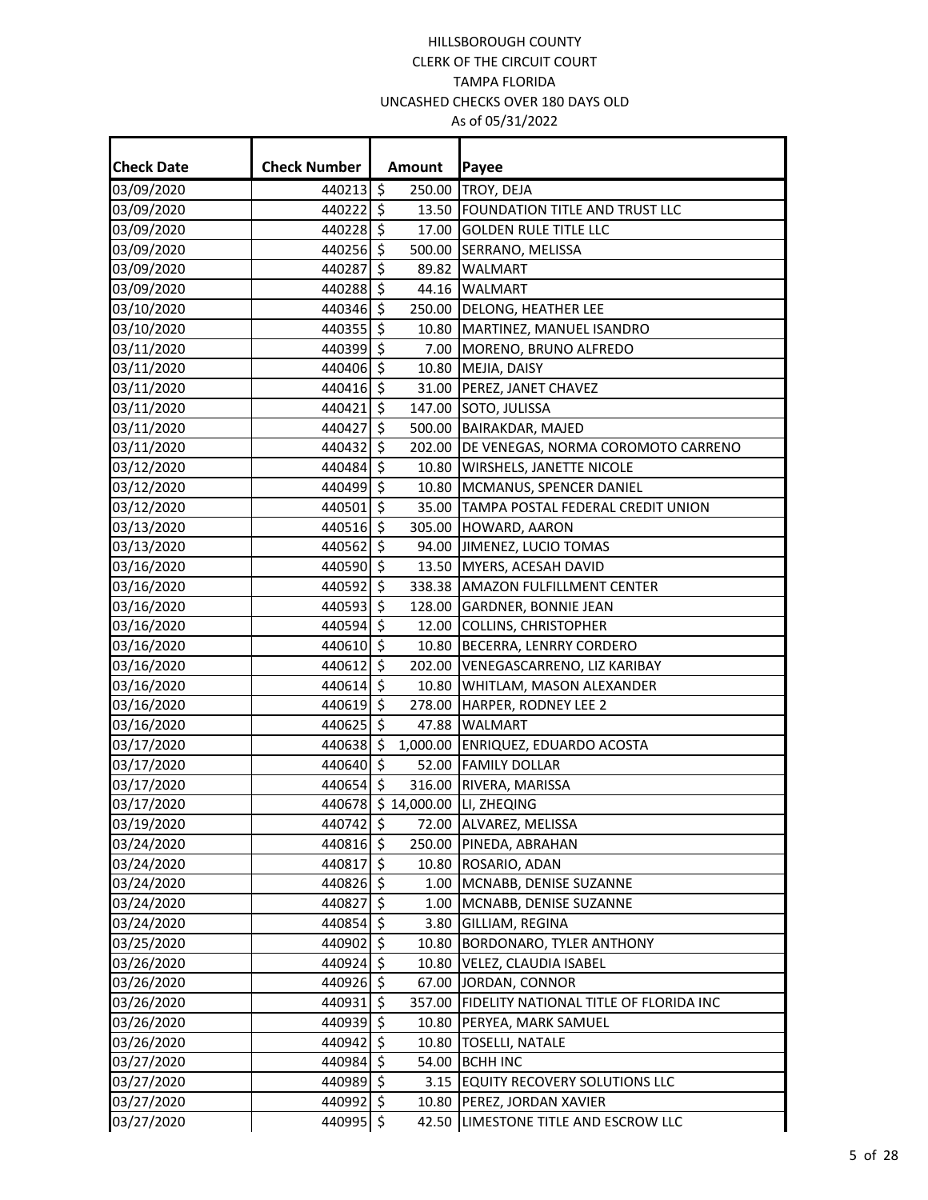HILLSBOROUGH COUNTY
CLERK OF THE CIRCUIT COURT
TAMPA FLORIDA
UNCASHED CHECKS OVER 180 DAYS OLD
As of 05/31/2022

| Check Date | Check Number | Amount | Payee |
|---|---|---|---|
| 03/09/2020 | 440213 | $ 250.00 | TROY, DEJA |
| 03/09/2020 | 440222 | $ 13.50 | FOUNDATION TITLE AND TRUST LLC |
| 03/09/2020 | 440228 | $ 17.00 | GOLDEN RULE TITLE LLC |
| 03/09/2020 | 440256 | $ 500.00 | SERRANO, MELISSA |
| 03/09/2020 | 440287 | $ 89.82 | WALMART |
| 03/09/2020 | 440288 | $ 44.16 | WALMART |
| 03/10/2020 | 440346 | $ 250.00 | DELONG, HEATHER LEE |
| 03/10/2020 | 440355 | $ 10.80 | MARTINEZ, MANUEL ISANDRO |
| 03/11/2020 | 440399 | $ 7.00 | MORENO, BRUNO ALFREDO |
| 03/11/2020 | 440406 | $ 10.80 | MEJIA, DAISY |
| 03/11/2020 | 440416 | $ 31.00 | PEREZ, JANET CHAVEZ |
| 03/11/2020 | 440421 | $ 147.00 | SOTO, JULISSA |
| 03/11/2020 | 440427 | $ 500.00 | BAIRAKDAR, MAJED |
| 03/11/2020 | 440432 | $ 202.00 | DE VENEGAS, NORMA COROMOTO CARRENO |
| 03/12/2020 | 440484 | $ 10.80 | WIRSHELS, JANETTE NICOLE |
| 03/12/2020 | 440499 | $ 10.80 | MCMANUS, SPENCER DANIEL |
| 03/12/2020 | 440501 | $ 35.00 | TAMPA POSTAL FEDERAL CREDIT UNION |
| 03/13/2020 | 440516 | $ 305.00 | HOWARD, AARON |
| 03/13/2020 | 440562 | $ 94.00 | JIMENEZ, LUCIO TOMAS |
| 03/16/2020 | 440590 | $ 13.50 | MYERS, ACESAH DAVID |
| 03/16/2020 | 440592 | $ 338.38 | AMAZON FULFILLMENT CENTER |
| 03/16/2020 | 440593 | $ 128.00 | GARDNER, BONNIE JEAN |
| 03/16/2020 | 440594 | $ 12.00 | COLLINS, CHRISTOPHER |
| 03/16/2020 | 440610 | $ 10.80 | BECERRA, LENRRY CORDERO |
| 03/16/2020 | 440612 | $ 202.00 | VENEGASCARRENO, LIZ KARIBAY |
| 03/16/2020 | 440614 | $ 10.80 | WHITLAM, MASON ALEXANDER |
| 03/16/2020 | 440619 | $ 278.00 | HARPER, RODNEY LEE 2 |
| 03/16/2020 | 440625 | $ 47.88 | WALMART |
| 03/17/2020 | 440638 | $ 1,000.00 | ENRIQUEZ, EDUARDO ACOSTA |
| 03/17/2020 | 440640 | $ 52.00 | FAMILY DOLLAR |
| 03/17/2020 | 440654 | $ 316.00 | RIVERA, MARISSA |
| 03/17/2020 | 440678 | $ 14,000.00 | LI, ZHEQING |
| 03/19/2020 | 440742 | $ 72.00 | ALVAREZ, MELISSA |
| 03/24/2020 | 440816 | $ 250.00 | PINEDA, ABRAHAN |
| 03/24/2020 | 440817 | $ 10.80 | ROSARIO, ADAN |
| 03/24/2020 | 440826 | $ 1.00 | MCNABB, DENISE SUZANNE |
| 03/24/2020 | 440827 | $ 1.00 | MCNABB, DENISE SUZANNE |
| 03/24/2020 | 440854 | $ 3.80 | GILLIAM, REGINA |
| 03/25/2020 | 440902 | $ 10.80 | BORDONARO, TYLER ANTHONY |
| 03/26/2020 | 440924 | $ 10.80 | VELEZ, CLAUDIA ISABEL |
| 03/26/2020 | 440926 | $ 67.00 | JORDAN, CONNOR |
| 03/26/2020 | 440931 | $ 357.00 | FIDELITY NATIONAL TITLE OF FLORIDA INC |
| 03/26/2020 | 440939 | $ 10.80 | PERYEA, MARK SAMUEL |
| 03/26/2020 | 440942 | $ 10.80 | TOSELLI, NATALE |
| 03/27/2020 | 440984 | $ 54.00 | BCHH INC |
| 03/27/2020 | 440989 | $ 3.15 | EQUITY RECOVERY SOLUTIONS LLC |
| 03/27/2020 | 440992 | $ 10.80 | PEREZ, JORDAN XAVIER |
| 03/27/2020 | 440995 | $ 42.50 | LIMESTONE TITLE AND ESCROW LLC |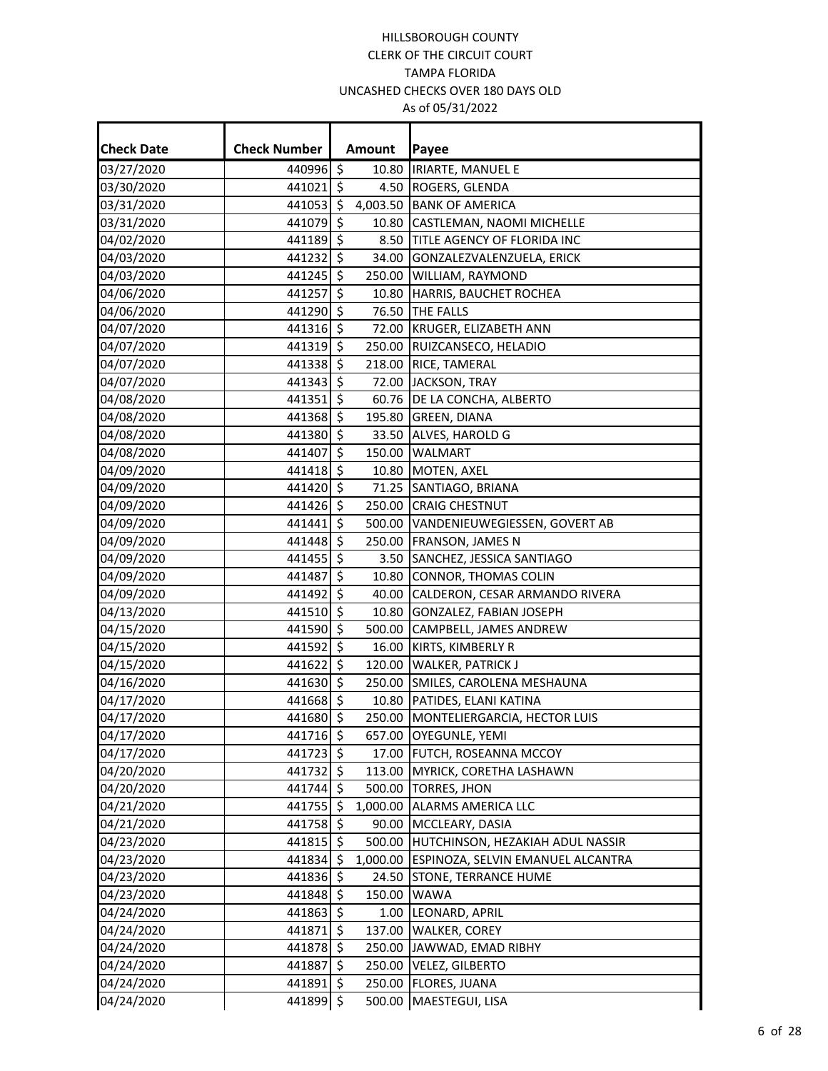HILLSBOROUGH COUNTY
CLERK OF THE CIRCUIT COURT
TAMPA FLORIDA
UNCASHED CHECKS OVER 180 DAYS OLD
As of 05/31/2022

| Check Date | Check Number | Amount | Payee |
|---|---|---|---|
| 03/27/2020 | 440996 | $ 10.80 | IRIARTE, MANUEL E |
| 03/30/2020 | 441021 | $ 4.50 | ROGERS, GLENDA |
| 03/31/2020 | 441053 | $ 4,003.50 | BANK OF AMERICA |
| 03/31/2020 | 441079 | $ 10.80 | CASTLEMAN, NAOMI MICHELLE |
| 04/02/2020 | 441189 | $ 8.50 | TITLE AGENCY OF FLORIDA INC |
| 04/03/2020 | 441232 | $ 34.00 | GONZALEZVALENZUELA, ERICK |
| 04/03/2020 | 441245 | $ 250.00 | WILLIAM, RAYMOND |
| 04/06/2020 | 441257 | $ 10.80 | HARRIS, BAUCHET ROCHEA |
| 04/06/2020 | 441290 | $ 76.50 | THE FALLS |
| 04/07/2020 | 441316 | $ 72.00 | KRUGER, ELIZABETH ANN |
| 04/07/2020 | 441319 | $ 250.00 | RUIZCANSECO, HELADIO |
| 04/07/2020 | 441338 | $ 218.00 | RICE, TAMERAL |
| 04/07/2020 | 441343 | $ 72.00 | JACKSON, TRAY |
| 04/08/2020 | 441351 | $ 60.76 | DE LA CONCHA, ALBERTO |
| 04/08/2020 | 441368 | $ 195.80 | GREEN, DIANA |
| 04/08/2020 | 441380 | $ 33.50 | ALVES, HAROLD G |
| 04/08/2020 | 441407 | $ 150.00 | WALMART |
| 04/09/2020 | 441418 | $ 10.80 | MOTEN, AXEL |
| 04/09/2020 | 441420 | $ 71.25 | SANTIAGO, BRIANA |
| 04/09/2020 | 441426 | $ 250.00 | CRAIG CHESTNUT |
| 04/09/2020 | 441441 | $ 500.00 | VANDENIEUWEGIESSEN, GOVERT AB |
| 04/09/2020 | 441448 | $ 250.00 | FRANSON, JAMES N |
| 04/09/2020 | 441455 | $ 3.50 | SANCHEZ, JESSICA SANTIAGO |
| 04/09/2020 | 441487 | $ 10.80 | CONNOR, THOMAS COLIN |
| 04/09/2020 | 441492 | $ 40.00 | CALDERON, CESAR ARMANDO RIVERA |
| 04/13/2020 | 441510 | $ 10.80 | GONZALEZ, FABIAN JOSEPH |
| 04/15/2020 | 441590 | $ 500.00 | CAMPBELL, JAMES ANDREW |
| 04/15/2020 | 441592 | $ 16.00 | KIRTS, KIMBERLY R |
| 04/15/2020 | 441622 | $ 120.00 | WALKER, PATRICK J |
| 04/16/2020 | 441630 | $ 250.00 | SMILES, CAROLENA MESHAUNA |
| 04/17/2020 | 441668 | $ 10.80 | PATIDES, ELANI KATINA |
| 04/17/2020 | 441680 | $ 250.00 | MONTELIERGARCIA, HECTOR LUIS |
| 04/17/2020 | 441716 | $ 657.00 | OYEGUNLE, YEMI |
| 04/17/2020 | 441723 | $ 17.00 | FUTCH, ROSEANNA MCCOY |
| 04/20/2020 | 441732 | $ 113.00 | MYRICK, CORETHA LASHAWN |
| 04/20/2020 | 441744 | $ 500.00 | TORRES, JHON |
| 04/21/2020 | 441755 | $ 1,000.00 | ALARMS AMERICA LLC |
| 04/21/2020 | 441758 | $ 90.00 | MCCLEARY, DASIA |
| 04/23/2020 | 441815 | $ 500.00 | HUTCHINSON, HEZAKIAH ADUL NASSIR |
| 04/23/2020 | 441834 | $ 1,000.00 | ESPINOZA, SELVIN EMANUEL ALCANTRA |
| 04/23/2020 | 441836 | $ 24.50 | STONE, TERRANCE HUME |
| 04/23/2020 | 441848 | $ 150.00 | WAWA |
| 04/24/2020 | 441863 | $ 1.00 | LEONARD, APRIL |
| 04/24/2020 | 441871 | $ 137.00 | WALKER, COREY |
| 04/24/2020 | 441878 | $ 250.00 | JAWWAD, EMAD RIBHY |
| 04/24/2020 | 441887 | $ 250.00 | VELEZ, GILBERTO |
| 04/24/2020 | 441891 | $ 250.00 | FLORES, JUANA |
| 04/24/2020 | 441899 | $ 500.00 | MAESTEGUI, LISA |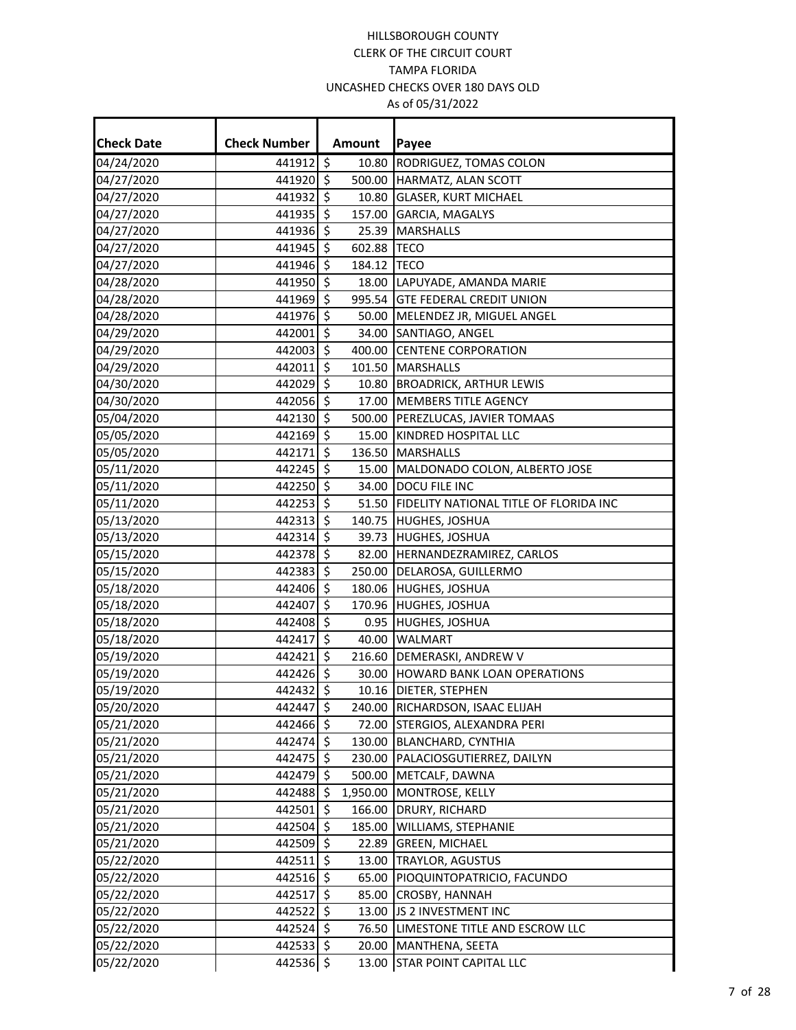HILLSBOROUGH COUNTY
CLERK OF THE CIRCUIT COURT
TAMPA FLORIDA
UNCASHED CHECKS OVER 180 DAYS OLD
As of 05/31/2022

| Check Date | Check Number | Amount | Payee |
|---|---|---|---|
| 04/24/2020 | 441912 | $ 10.80 | RODRIGUEZ, TOMAS COLON |
| 04/27/2020 | 441920 | $ 500.00 | HARMATZ, ALAN SCOTT |
| 04/27/2020 | 441932 | $ 10.80 | GLASER, KURT MICHAEL |
| 04/27/2020 | 441935 | $ 157.00 | GARCIA, MAGALYS |
| 04/27/2020 | 441936 | $ 25.39 | MARSHALLS |
| 04/27/2020 | 441945 | $ 602.88 | TECO |
| 04/27/2020 | 441946 | $ 184.12 | TECO |
| 04/28/2020 | 441950 | $ 18.00 | LAPUYADE, AMANDA MARIE |
| 04/28/2020 | 441969 | $ 995.54 | GTE FEDERAL CREDIT UNION |
| 04/28/2020 | 441976 | $ 50.00 | MELENDEZ JR, MIGUEL ANGEL |
| 04/29/2020 | 442001 | $ 34.00 | SANTIAGO, ANGEL |
| 04/29/2020 | 442003 | $ 400.00 | CENTENE CORPORATION |
| 04/29/2020 | 442011 | $ 101.50 | MARSHALLS |
| 04/30/2020 | 442029 | $ 10.80 | BROADRICK, ARTHUR LEWIS |
| 04/30/2020 | 442056 | $ 17.00 | MEMBERS TITLE AGENCY |
| 05/04/2020 | 442130 | $ 500.00 | PEREZLUCAS, JAVIER TOMAAS |
| 05/05/2020 | 442169 | $ 15.00 | KINDRED HOSPITAL LLC |
| 05/05/2020 | 442171 | $ 136.50 | MARSHALLS |
| 05/11/2020 | 442245 | $ 15.00 | MALDONADO COLON, ALBERTO JOSE |
| 05/11/2020 | 442250 | $ 34.00 | DOCU FILE INC |
| 05/11/2020 | 442253 | $ 51.50 | FIDELITY NATIONAL TITLE OF FLORIDA INC |
| 05/13/2020 | 442313 | $ 140.75 | HUGHES, JOSHUA |
| 05/13/2020 | 442314 | $ 39.73 | HUGHES, JOSHUA |
| 05/15/2020 | 442378 | $ 82.00 | HERNANDEZRAMIREZ, CARLOS |
| 05/15/2020 | 442383 | $ 250.00 | DELAROSA, GUILLERMO |
| 05/18/2020 | 442406 | $ 180.06 | HUGHES, JOSHUA |
| 05/18/2020 | 442407 | $ 170.96 | HUGHES, JOSHUA |
| 05/18/2020 | 442408 | $ 0.95 | HUGHES, JOSHUA |
| 05/18/2020 | 442417 | $ 40.00 | WALMART |
| 05/19/2020 | 442421 | $ 216.60 | DEMERASKI, ANDREW V |
| 05/19/2020 | 442426 | $ 30.00 | HOWARD BANK LOAN OPERATIONS |
| 05/19/2020 | 442432 | $ 10.16 | DIETER, STEPHEN |
| 05/20/2020 | 442447 | $ 240.00 | RICHARDSON, ISAAC ELIJAH |
| 05/21/2020 | 442466 | $ 72.00 | STERGIOS, ALEXANDRA PERI |
| 05/21/2020 | 442474 | $ 130.00 | BLANCHARD, CYNTHIA |
| 05/21/2020 | 442475 | $ 230.00 | PALACIOSGUTIERREZ, DAILYN |
| 05/21/2020 | 442479 | $ 500.00 | METCALF, DAWNA |
| 05/21/2020 | 442488 | $ 1,950.00 | MONTROSE, KELLY |
| 05/21/2020 | 442501 | $ 166.00 | DRURY, RICHARD |
| 05/21/2020 | 442504 | $ 185.00 | WILLIAMS, STEPHANIE |
| 05/21/2020 | 442509 | $ 22.89 | GREEN, MICHAEL |
| 05/22/2020 | 442511 | $ 13.00 | TRAYLOR, AGUSTUS |
| 05/22/2020 | 442516 | $ 65.00 | PIOQUINTOPATRICIO, FACUNDO |
| 05/22/2020 | 442517 | $ 85.00 | CROSBY, HANNAH |
| 05/22/2020 | 442522 | $ 13.00 | JS 2 INVESTMENT INC |
| 05/22/2020 | 442524 | $ 76.50 | LIMESTONE TITLE AND ESCROW LLC |
| 05/22/2020 | 442533 | $ 20.00 | MANTHENA, SEETA |
| 05/22/2020 | 442536 | $ 13.00 | STAR POINT CAPITAL LLC |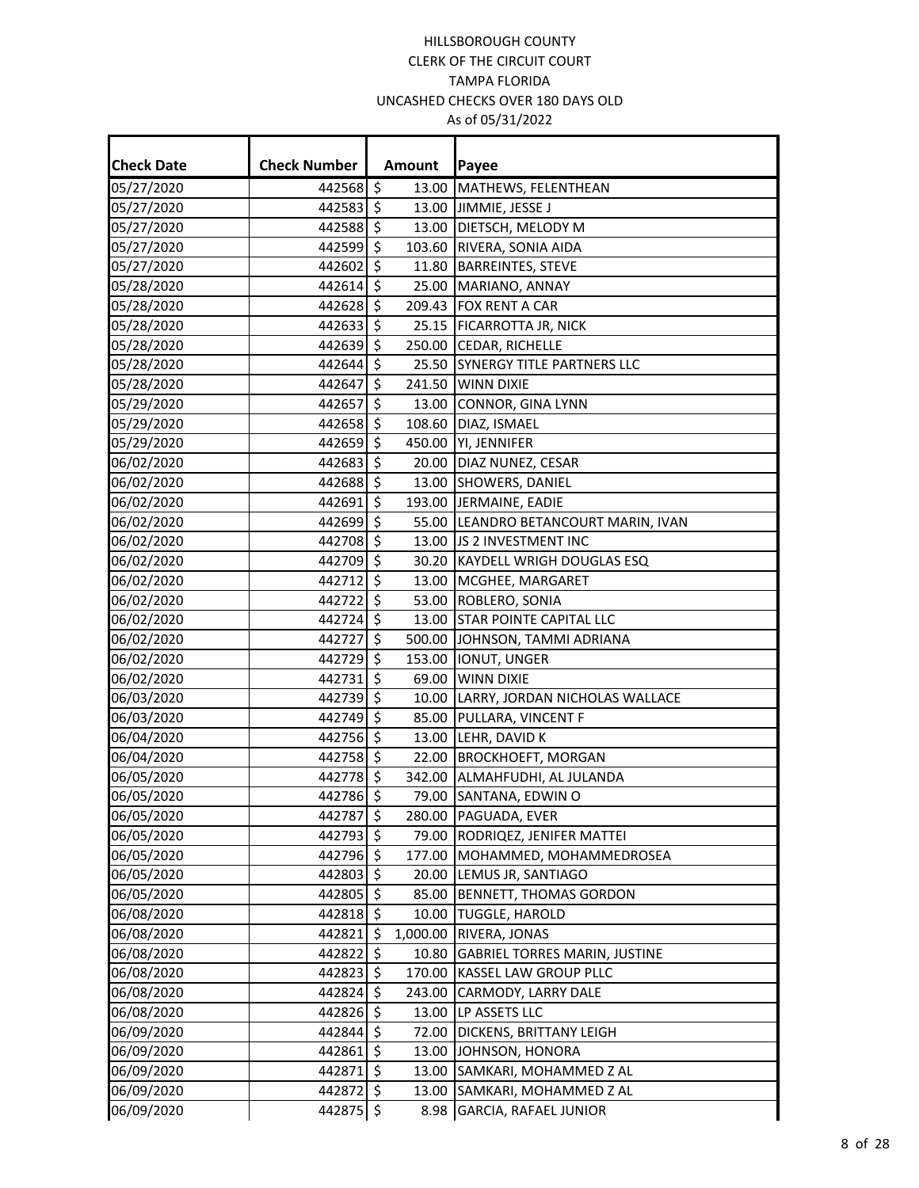HILLSBOROUGH COUNTY
CLERK OF THE CIRCUIT COURT
TAMPA FLORIDA
UNCASHED CHECKS OVER 180 DAYS OLD
As of 05/31/2022

| Check Date | Check Number | Amount | Payee |
|---|---|---|---|
| 05/27/2020 | 442568 | $ 13.00 | MATHEWS, FELENTHEAN |
| 05/27/2020 | 442583 | $ 13.00 | JIMMIE, JESSE J |
| 05/27/2020 | 442588 | $ 13.00 | DIETSCH, MELODY M |
| 05/27/2020 | 442599 | $ 103.60 | RIVERA, SONIA AIDA |
| 05/27/2020 | 442602 | $ 11.80 | BARREINTES, STEVE |
| 05/28/2020 | 442614 | $ 25.00 | MARIANO, ANNAY |
| 05/28/2020 | 442628 | $ 209.43 | FOX RENT A CAR |
| 05/28/2020 | 442633 | $ 25.15 | FICARROTTA JR, NICK |
| 05/28/2020 | 442639 | $ 250.00 | CEDAR, RICHELLE |
| 05/28/2020 | 442644 | $ 25.50 | SYNERGY TITLE PARTNERS LLC |
| 05/28/2020 | 442647 | $ 241.50 | WINN DIXIE |
| 05/29/2020 | 442657 | $ 13.00 | CONNOR, GINA LYNN |
| 05/29/2020 | 442658 | $ 108.60 | DIAZ, ISMAEL |
| 05/29/2020 | 442659 | $ 450.00 | YI, JENNIFER |
| 06/02/2020 | 442683 | $ 20.00 | DIAZ NUNEZ, CESAR |
| 06/02/2020 | 442688 | $ 13.00 | SHOWERS, DANIEL |
| 06/02/2020 | 442691 | $ 193.00 | JERMAINE, EADIE |
| 06/02/2020 | 442699 | $ 55.00 | LEANDRO BETANCOURT MARIN, IVAN |
| 06/02/2020 | 442708 | $ 13.00 | JS 2 INVESTMENT INC |
| 06/02/2020 | 442709 | $ 30.20 | KAYDELL WRIGH DOUGLAS ESQ |
| 06/02/2020 | 442712 | $ 13.00 | MCGHEE, MARGARET |
| 06/02/2020 | 442722 | $ 53.00 | ROBLERO, SONIA |
| 06/02/2020 | 442724 | $ 13.00 | STAR POINTE CAPITAL LLC |
| 06/02/2020 | 442727 | $ 500.00 | JOHNSON, TAMMI ADRIANA |
| 06/02/2020 | 442729 | $ 153.00 | IONUT, UNGER |
| 06/02/2020 | 442731 | $ 69.00 | WINN DIXIE |
| 06/03/2020 | 442739 | $ 10.00 | LARRY, JORDAN NICHOLAS WALLACE |
| 06/03/2020 | 442749 | $ 85.00 | PULLARA, VINCENT F |
| 06/04/2020 | 442756 | $ 13.00 | LEHR, DAVID K |
| 06/04/2020 | 442758 | $ 22.00 | BROCKHOEFT, MORGAN |
| 06/05/2020 | 442778 | $ 342.00 | ALMAHFUDHI, AL JULANDA |
| 06/05/2020 | 442786 | $ 79.00 | SANTANA, EDWIN O |
| 06/05/2020 | 442787 | $ 280.00 | PAGUADA, EVER |
| 06/05/2020 | 442793 | $ 79.00 | RODRIQEZ, JENIFER MATTEI |
| 06/05/2020 | 442796 | $ 177.00 | MOHAMMED, MOHAMMEDROSEA |
| 06/05/2020 | 442803 | $ 20.00 | LEMUS JR, SANTIAGO |
| 06/05/2020 | 442805 | $ 85.00 | BENNETT, THOMAS GORDON |
| 06/08/2020 | 442818 | $ 10.00 | TUGGLE, HAROLD |
| 06/08/2020 | 442821 | $ 1,000.00 | RIVERA, JONAS |
| 06/08/2020 | 442822 | $ 10.80 | GABRIEL TORRES MARIN, JUSTINE |
| 06/08/2020 | 442823 | $ 170.00 | KASSEL LAW GROUP PLLC |
| 06/08/2020 | 442824 | $ 243.00 | CARMODY, LARRY DALE |
| 06/08/2020 | 442826 | $ 13.00 | LP ASSETS LLC |
| 06/09/2020 | 442844 | $ 72.00 | DICKENS, BRITTANY LEIGH |
| 06/09/2020 | 442861 | $ 13.00 | JOHNSON, HONORA |
| 06/09/2020 | 442871 | $ 13.00 | SAMKARI, MOHAMMED Z AL |
| 06/09/2020 | 442872 | $ 13.00 | SAMKARI, MOHAMMED Z AL |
| 06/09/2020 | 442875 | $ 8.98 | GARCIA, RAFAEL JUNIOR |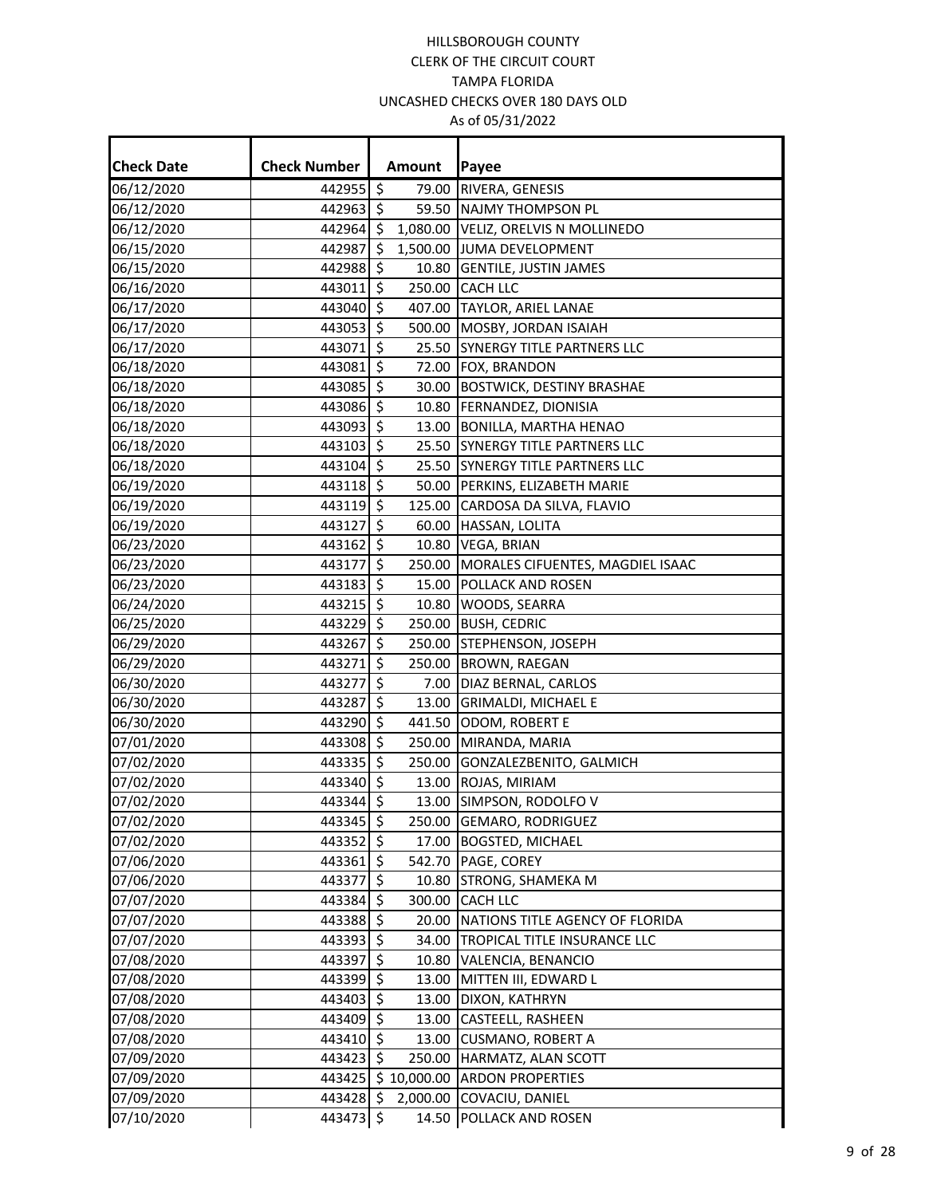HILLSBOROUGH COUNTY
CLERK OF THE CIRCUIT COURT
TAMPA FLORIDA
UNCASHED CHECKS OVER 180 DAYS OLD
As of 05/31/2022

| Check Date | Check Number | Amount | Payee |
|---|---|---|---|
| 06/12/2020 | 442955 | $ 79.00 | RIVERA, GENESIS |
| 06/12/2020 | 442963 | $ 59.50 | NAJMY THOMPSON PL |
| 06/12/2020 | 442964 | $ 1,080.00 | VELIZ, ORELVIS N MOLLINEDO |
| 06/15/2020 | 442987 | $ 1,500.00 | JUMA DEVELOPMENT |
| 06/15/2020 | 442988 | $ 10.80 | GENTILE, JUSTIN JAMES |
| 06/16/2020 | 443011 | $ 250.00 | CACH LLC |
| 06/17/2020 | 443040 | $ 407.00 | TAYLOR, ARIEL LANAE |
| 06/17/2020 | 443053 | $ 500.00 | MOSBY, JORDAN ISAIAH |
| 06/17/2020 | 443071 | $ 25.50 | SYNERGY TITLE PARTNERS LLC |
| 06/18/2020 | 443081 | $ 72.00 | FOX, BRANDON |
| 06/18/2020 | 443085 | $ 30.00 | BOSTWICK, DESTINY BRASHAE |
| 06/18/2020 | 443086 | $ 10.80 | FERNANDEZ, DIONISIA |
| 06/18/2020 | 443093 | $ 13.00 | BONILLA, MARTHA HENAO |
| 06/18/2020 | 443103 | $ 25.50 | SYNERGY TITLE PARTNERS LLC |
| 06/18/2020 | 443104 | $ 25.50 | SYNERGY TITLE PARTNERS LLC |
| 06/19/2020 | 443118 | $ 50.00 | PERKINS, ELIZABETH MARIE |
| 06/19/2020 | 443119 | $ 125.00 | CARDOSA DA SILVA, FLAVIO |
| 06/19/2020 | 443127 | $ 60.00 | HASSAN, LOLITA |
| 06/23/2020 | 443162 | $ 10.80 | VEGA, BRIAN |
| 06/23/2020 | 443177 | $ 250.00 | MORALES CIFUENTES, MAGDIEL ISAAC |
| 06/23/2020 | 443183 | $ 15.00 | POLLACK AND ROSEN |
| 06/24/2020 | 443215 | $ 10.80 | WOODS, SEARRA |
| 06/25/2020 | 443229 | $ 250.00 | BUSH, CEDRIC |
| 06/29/2020 | 443267 | $ 250.00 | STEPHENSON, JOSEPH |
| 06/29/2020 | 443271 | $ 250.00 | BROWN, RAEGAN |
| 06/30/2020 | 443277 | $ 7.00 | DIAZ BERNAL, CARLOS |
| 06/30/2020 | 443287 | $ 13.00 | GRIMALDI, MICHAEL E |
| 06/30/2020 | 443290 | $ 441.50 | ODOM, ROBERT E |
| 07/01/2020 | 443308 | $ 250.00 | MIRANDA, MARIA |
| 07/02/2020 | 443335 | $ 250.00 | GONZALEZBENITO, GALMICH |
| 07/02/2020 | 443340 | $ 13.00 | ROJAS, MIRIAM |
| 07/02/2020 | 443344 | $ 13.00 | SIMPSON, RODOLFO V |
| 07/02/2020 | 443345 | $ 250.00 | GEMARO, RODRIGUEZ |
| 07/02/2020 | 443352 | $ 17.00 | BOGSTED, MICHAEL |
| 07/06/2020 | 443361 | $ 542.70 | PAGE, COREY |
| 07/06/2020 | 443377 | $ 10.80 | STRONG, SHAMEKA M |
| 07/07/2020 | 443384 | $ 300.00 | CACH LLC |
| 07/07/2020 | 443388 | $ 20.00 | NATIONS TITLE AGENCY OF FLORIDA |
| 07/07/2020 | 443393 | $ 34.00 | TROPICAL TITLE INSURANCE LLC |
| 07/08/2020 | 443397 | $ 10.80 | VALENCIA, BENANCIO |
| 07/08/2020 | 443399 | $ 13.00 | MITTEN III, EDWARD L |
| 07/08/2020 | 443403 | $ 13.00 | DIXON, KATHRYN |
| 07/08/2020 | 443409 | $ 13.00 | CASTEELL, RASHEEN |
| 07/08/2020 | 443410 | $ 13.00 | CUSMANO, ROBERT A |
| 07/09/2020 | 443423 | $ 250.00 | HARMATZ, ALAN SCOTT |
| 07/09/2020 | 443425 | $ 10,000.00 | ARDON PROPERTIES |
| 07/09/2020 | 443428 | $ 2,000.00 | COVACIU, DANIEL |
| 07/10/2020 | 443473 | $ 14.50 | POLLACK AND ROSEN |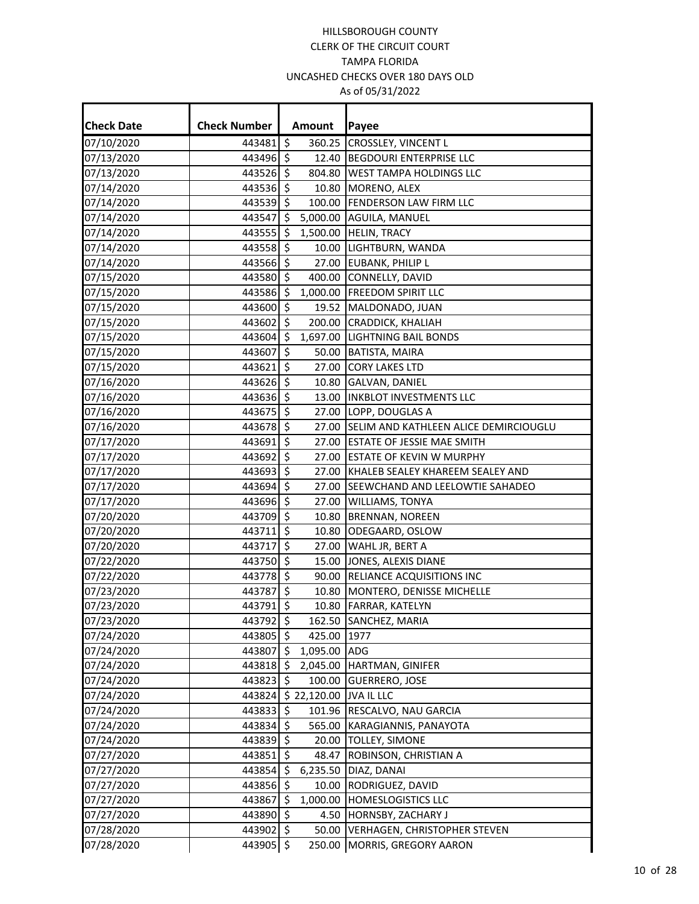HILLSBOROUGH COUNTY
CLERK OF THE CIRCUIT COURT
TAMPA FLORIDA
UNCASHED CHECKS OVER 180 DAYS OLD
As of 05/31/2022

| Check Date | Check Number | Amount | Payee |
|---|---|---|---|
| 07/10/2020 | 443481 | $ 360.25 | CROSSLEY, VINCENT L |
| 07/13/2020 | 443496 | $ 12.40 | BEGDOURI ENTERPRISE LLC |
| 07/13/2020 | 443526 | $ 804.80 | WEST TAMPA HOLDINGS LLC |
| 07/14/2020 | 443536 | $ 10.80 | MORENO, ALEX |
| 07/14/2020 | 443539 | $ 100.00 | FENDERSON LAW FIRM LLC |
| 07/14/2020 | 443547 | $ 5,000.00 | AGUILA, MANUEL |
| 07/14/2020 | 443555 | $ 1,500.00 | HELIN, TRACY |
| 07/14/2020 | 443558 | $ 10.00 | LIGHTBURN, WANDA |
| 07/14/2020 | 443566 | $ 27.00 | EUBANK, PHILIP L |
| 07/15/2020 | 443580 | $ 400.00 | CONNELLY, DAVID |
| 07/15/2020 | 443586 | $ 1,000.00 | FREEDOM SPIRIT LLC |
| 07/15/2020 | 443600 | $ 19.52 | MALDONADO, JUAN |
| 07/15/2020 | 443602 | $ 200.00 | CRADDICK, KHALIAH |
| 07/15/2020 | 443604 | $ 1,697.00 | LIGHTNING BAIL BONDS |
| 07/15/2020 | 443607 | $ 50.00 | BATISTA, MAIRA |
| 07/15/2020 | 443621 | $ 27.00 | CORY LAKES LTD |
| 07/16/2020 | 443626 | $ 10.80 | GALVAN, DANIEL |
| 07/16/2020 | 443636 | $ 13.00 | INKBLOT INVESTMENTS LLC |
| 07/16/2020 | 443675 | $ 27.00 | LOPP, DOUGLAS A |
| 07/16/2020 | 443678 | $ 27.00 | SELIM AND KATHLEEN ALICE DEMIRCIOUGLU |
| 07/17/2020 | 443691 | $ 27.00 | ESTATE OF JESSIE MAE SMITH |
| 07/17/2020 | 443692 | $ 27.00 | ESTATE OF KEVIN W MURPHY |
| 07/17/2020 | 443693 | $ 27.00 | KHALEB SEALEY KHAREEM SEALEY AND |
| 07/17/2020 | 443694 | $ 27.00 | SEEWCHAND AND LEELOWTIE SAHADEO |
| 07/17/2020 | 443696 | $ 27.00 | WILLIAMS, TONYA |
| 07/20/2020 | 443709 | $ 10.80 | BRENNAN, NOREEN |
| 07/20/2020 | 443711 | $ 10.80 | ODEGAARD, OSLOW |
| 07/20/2020 | 443717 | $ 27.00 | WAHL JR, BERT A |
| 07/22/2020 | 443750 | $ 15.00 | JONES, ALEXIS DIANE |
| 07/22/2020 | 443778 | $ 90.00 | RELIANCE ACQUISITIONS INC |
| 07/23/2020 | 443787 | $ 10.80 | MONTERO, DENISSE MICHELLE |
| 07/23/2020 | 443791 | $ 10.80 | FARRAR, KATELYN |
| 07/23/2020 | 443792 | $ 162.50 | SANCHEZ, MARIA |
| 07/24/2020 | 443805 | $ 425.00 | 1977 |
| 07/24/2020 | 443807 | $ 1,095.00 | ADG |
| 07/24/2020 | 443818 | $ 2,045.00 | HARTMAN, GINIFER |
| 07/24/2020 | 443823 | $ 100.00 | GUERRERO, JOSE |
| 07/24/2020 | 443824 | $ 22,120.00 | JVA IL LLC |
| 07/24/2020 | 443833 | $ 101.96 | RESCALVO, NAU GARCIA |
| 07/24/2020 | 443834 | $ 565.00 | KARAGIANNIS, PANAYOTA |
| 07/24/2020 | 443839 | $ 20.00 | TOLLEY, SIMONE |
| 07/27/2020 | 443851 | $ 48.47 | ROBINSON, CHRISTIAN A |
| 07/27/2020 | 443854 | $ 6,235.50 | DIAZ, DANAI |
| 07/27/2020 | 443856 | $ 10.00 | RODRIGUEZ, DAVID |
| 07/27/2020 | 443867 | $ 1,000.00 | HOMESLOGISTICS LLC |
| 07/27/2020 | 443890 | $ 4.50 | HORNSBY, ZACHARY J |
| 07/28/2020 | 443902 | $ 50.00 | VERHAGEN, CHRISTOPHER STEVEN |
| 07/28/2020 | 443905 | $ 250.00 | MORRIS, GREGORY AARON |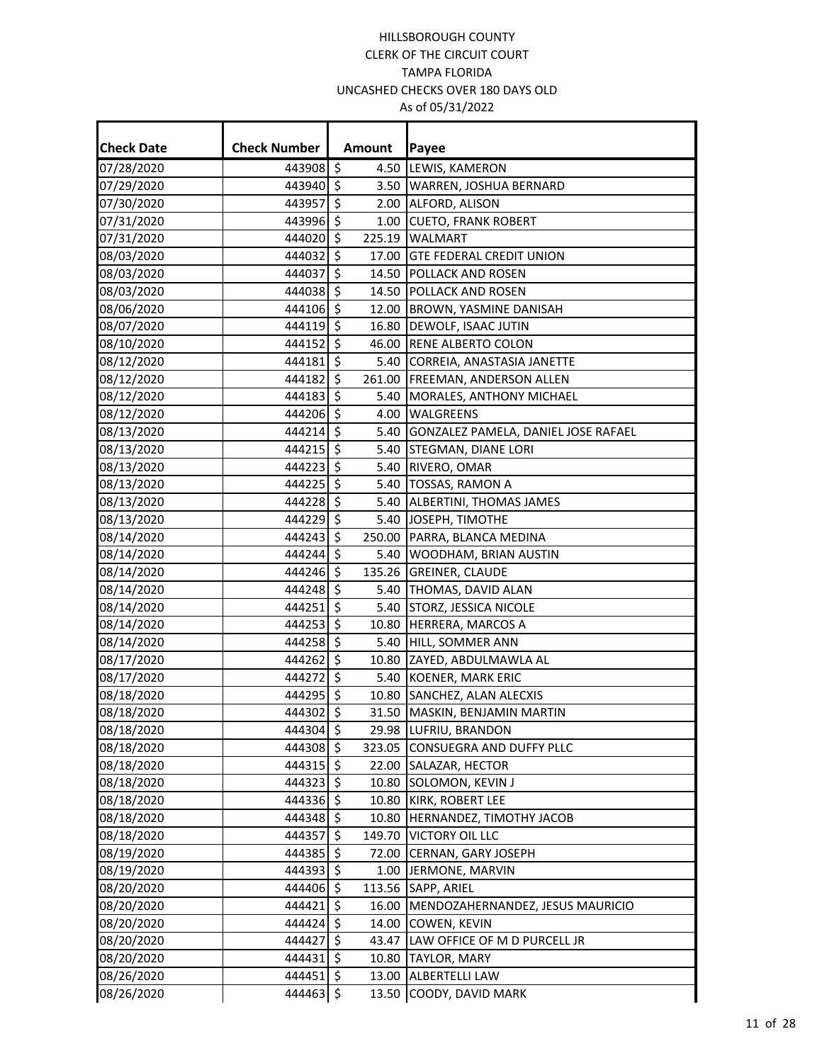HILLSBOROUGH COUNTY
CLERK OF THE CIRCUIT COURT
TAMPA FLORIDA
UNCASHED CHECKS OVER 180 DAYS OLD
As of 05/31/2022

| Check Date | Check Number | Amount | Payee |
|---|---|---|---|
| 07/28/2020 | 443908 | $ 4.50 | LEWIS, KAMERON |
| 07/29/2020 | 443940 | $ 3.50 | WARREN, JOSHUA BERNARD |
| 07/30/2020 | 443957 | $ 2.00 | ALFORD, ALISON |
| 07/31/2020 | 443996 | $ 1.00 | CUETO, FRANK ROBERT |
| 07/31/2020 | 444020 | $ 225.19 | WALMART |
| 08/03/2020 | 444032 | $ 17.00 | GTE FEDERAL CREDIT UNION |
| 08/03/2020 | 444037 | $ 14.50 | POLLACK AND ROSEN |
| 08/03/2020 | 444038 | $ 14.50 | POLLACK AND ROSEN |
| 08/06/2020 | 444106 | $ 12.00 | BROWN, YASMINE DANISAH |
| 08/07/2020 | 444119 | $ 16.80 | DEWOLF, ISAAC JUTIN |
| 08/10/2020 | 444152 | $ 46.00 | RENE ALBERTO COLON |
| 08/12/2020 | 444181 | $ 5.40 | CORREIA, ANASTASIA JANETTE |
| 08/12/2020 | 444182 | $ 261.00 | FREEMAN, ANDERSON ALLEN |
| 08/12/2020 | 444183 | $ 5.40 | MORALES, ANTHONY MICHAEL |
| 08/12/2020 | 444206 | $ 4.00 | WALGREENS |
| 08/13/2020 | 444214 | $ 5.40 | GONZALEZ PAMELA, DANIEL JOSE RAFAEL |
| 08/13/2020 | 444215 | $ 5.40 | STEGMAN, DIANE LORI |
| 08/13/2020 | 444223 | $ 5.40 | RIVERO, OMAR |
| 08/13/2020 | 444225 | $ 5.40 | TOSSAS, RAMON A |
| 08/13/2020 | 444228 | $ 5.40 | ALBERTINI, THOMAS JAMES |
| 08/13/2020 | 444229 | $ 5.40 | JOSEPH, TIMOTHE |
| 08/14/2020 | 444243 | $ 250.00 | PARRA, BLANCA MEDINA |
| 08/14/2020 | 444244 | $ 5.40 | WOODHAM, BRIAN AUSTIN |
| 08/14/2020 | 444246 | $ 135.26 | GREINER, CLAUDE |
| 08/14/2020 | 444248 | $ 5.40 | THOMAS, DAVID ALAN |
| 08/14/2020 | 444251 | $ 5.40 | STORZ, JESSICA NICOLE |
| 08/14/2020 | 444253 | $ 10.80 | HERRERA, MARCOS A |
| 08/14/2020 | 444258 | $ 5.40 | HILL, SOMMER ANN |
| 08/17/2020 | 444262 | $ 10.80 | ZAYED, ABDULMAWLA AL |
| 08/17/2020 | 444272 | $ 5.40 | KOENER, MARK ERIC |
| 08/18/2020 | 444295 | $ 10.80 | SANCHEZ, ALAN ALECXIS |
| 08/18/2020 | 444302 | $ 31.50 | MASKIN, BENJAMIN MARTIN |
| 08/18/2020 | 444304 | $ 29.98 | LUFRIU, BRANDON |
| 08/18/2020 | 444308 | $ 323.05 | CONSUEGRA AND DUFFY PLLC |
| 08/18/2020 | 444315 | $ 22.00 | SALAZAR, HECTOR |
| 08/18/2020 | 444323 | $ 10.80 | SOLOMON, KEVIN J |
| 08/18/2020 | 444336 | $ 10.80 | KIRK, ROBERT LEE |
| 08/18/2020 | 444348 | $ 10.80 | HERNANDEZ, TIMOTHY JACOB |
| 08/18/2020 | 444357 | $ 149.70 | VICTORY OIL LLC |
| 08/19/2020 | 444385 | $ 72.00 | CERNAN, GARY JOSEPH |
| 08/19/2020 | 444393 | $ 1.00 | JERMONE, MARVIN |
| 08/20/2020 | 444406 | $ 113.56 | SAPP, ARIEL |
| 08/20/2020 | 444421 | $ 16.00 | MENDOZAHERNANDEZ, JESUS MAURICIO |
| 08/20/2020 | 444424 | $ 14.00 | COWEN, KEVIN |
| 08/20/2020 | 444427 | $ 43.47 | LAW OFFICE OF M D PURCELL JR |
| 08/20/2020 | 444431 | $ 10.80 | TAYLOR, MARY |
| 08/26/2020 | 444451 | $ 13.00 | ALBERTELLI LAW |
| 08/26/2020 | 444463 | $ 13.50 | COODY, DAVID MARK |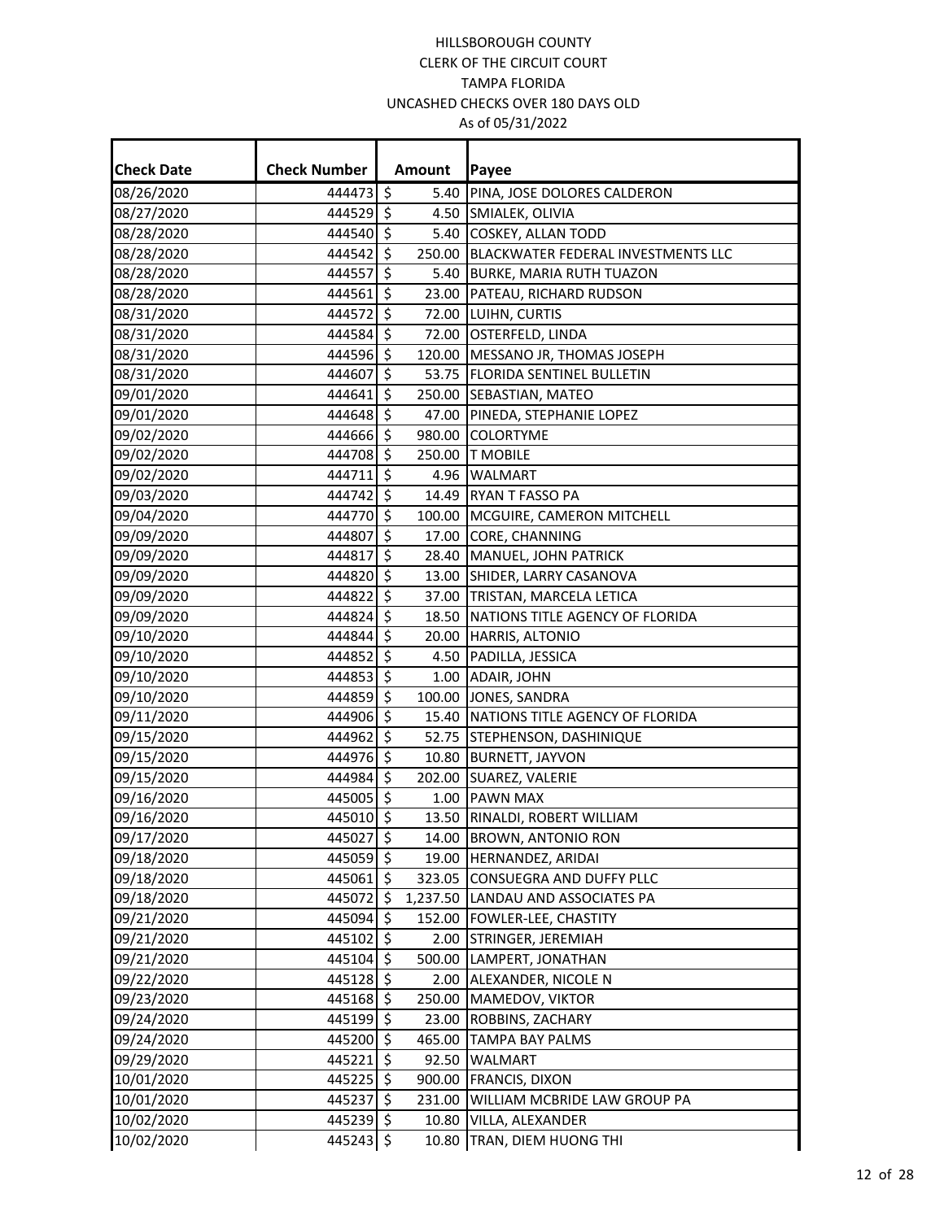HILLSBOROUGH COUNTY
CLERK OF THE CIRCUIT COURT
TAMPA FLORIDA
UNCASHED CHECKS OVER 180 DAYS OLD
As of 05/31/2022

| Check Date | Check Number | Amount | Payee |
|---|---|---|---|
| 08/26/2020 | 444473 | $ 5.40 | PINA, JOSE DOLORES CALDERON |
| 08/27/2020 | 444529 | $ 4.50 | SMIALEK, OLIVIA |
| 08/28/2020 | 444540 | $ 5.40 | COSKEY, ALLAN TODD |
| 08/28/2020 | 444542 | $ 250.00 | BLACKWATER FEDERAL INVESTMENTS LLC |
| 08/28/2020 | 444557 | $ 5.40 | BURKE, MARIA RUTH TUAZON |
| 08/28/2020 | 444561 | $ 23.00 | PATEAU, RICHARD RUDSON |
| 08/31/2020 | 444572 | $ 72.00 | LUIHN, CURTIS |
| 08/31/2020 | 444584 | $ 72.00 | OSTERFELD, LINDA |
| 08/31/2020 | 444596 | $ 120.00 | MESSANO JR, THOMAS JOSEPH |
| 08/31/2020 | 444607 | $ 53.75 | FLORIDA SENTINEL BULLETIN |
| 09/01/2020 | 444641 | $ 250.00 | SEBASTIAN, MATEO |
| 09/01/2020 | 444648 | $ 47.00 | PINEDA, STEPHANIE LOPEZ |
| 09/02/2020 | 444666 | $ 980.00 | COLORTYME |
| 09/02/2020 | 444708 | $ 250.00 | T MOBILE |
| 09/02/2020 | 444711 | $ 4.96 | WALMART |
| 09/03/2020 | 444742 | $ 14.49 | RYAN T FASSO PA |
| 09/04/2020 | 444770 | $ 100.00 | MCGUIRE, CAMERON MITCHELL |
| 09/09/2020 | 444807 | $ 17.00 | CORE, CHANNING |
| 09/09/2020 | 444817 | $ 28.40 | MANUEL, JOHN PATRICK |
| 09/09/2020 | 444820 | $ 13.00 | SHIDER, LARRY CASANOVA |
| 09/09/2020 | 444822 | $ 37.00 | TRISTAN, MARCELA LETICA |
| 09/09/2020 | 444824 | $ 18.50 | NATIONS TITLE AGENCY OF FLORIDA |
| 09/10/2020 | 444844 | $ 20.00 | HARRIS, ALTONIO |
| 09/10/2020 | 444852 | $ 4.50 | PADILLA, JESSICA |
| 09/10/2020 | 444853 | $ 1.00 | ADAIR, JOHN |
| 09/10/2020 | 444859 | $ 100.00 | JONES, SANDRA |
| 09/11/2020 | 444906 | $ 15.40 | NATIONS TITLE AGENCY OF FLORIDA |
| 09/15/2020 | 444962 | $ 52.75 | STEPHENSON, DASHINIQUE |
| 09/15/2020 | 444976 | $ 10.80 | BURNETT, JAYVON |
| 09/15/2020 | 444984 | $ 202.00 | SUAREZ, VALERIE |
| 09/16/2020 | 445005 | $ 1.00 | PAWN MAX |
| 09/16/2020 | 445010 | $ 13.50 | RINALDI, ROBERT WILLIAM |
| 09/17/2020 | 445027 | $ 14.00 | BROWN, ANTONIO RON |
| 09/18/2020 | 445059 | $ 19.00 | HERNANDEZ, ARIDAI |
| 09/18/2020 | 445061 | $ 323.05 | CONSUEGRA AND DUFFY PLLC |
| 09/18/2020 | 445072 | $ 1,237.50 | LANDAU AND ASSOCIATES PA |
| 09/21/2020 | 445094 | $ 152.00 | FOWLER-LEE, CHASTITY |
| 09/21/2020 | 445102 | $ 2.00 | STRINGER, JEREMIAH |
| 09/21/2020 | 445104 | $ 500.00 | LAMPERT, JONATHAN |
| 09/22/2020 | 445128 | $ 2.00 | ALEXANDER, NICOLE N |
| 09/23/2020 | 445168 | $ 250.00 | MAMEDOV, VIKTOR |
| 09/24/2020 | 445199 | $ 23.00 | ROBBINS, ZACHARY |
| 09/24/2020 | 445200 | $ 465.00 | TAMPA BAY PALMS |
| 09/29/2020 | 445221 | $ 92.50 | WALMART |
| 10/01/2020 | 445225 | $ 900.00 | FRANCIS, DIXON |
| 10/01/2020 | 445237 | $ 231.00 | WILLIAM MCBRIDE LAW GROUP PA |
| 10/02/2020 | 445239 | $ 10.80 | VILLA, ALEXANDER |
| 10/02/2020 | 445243 | $ 10.80 | TRAN, DIEM HUONG THI |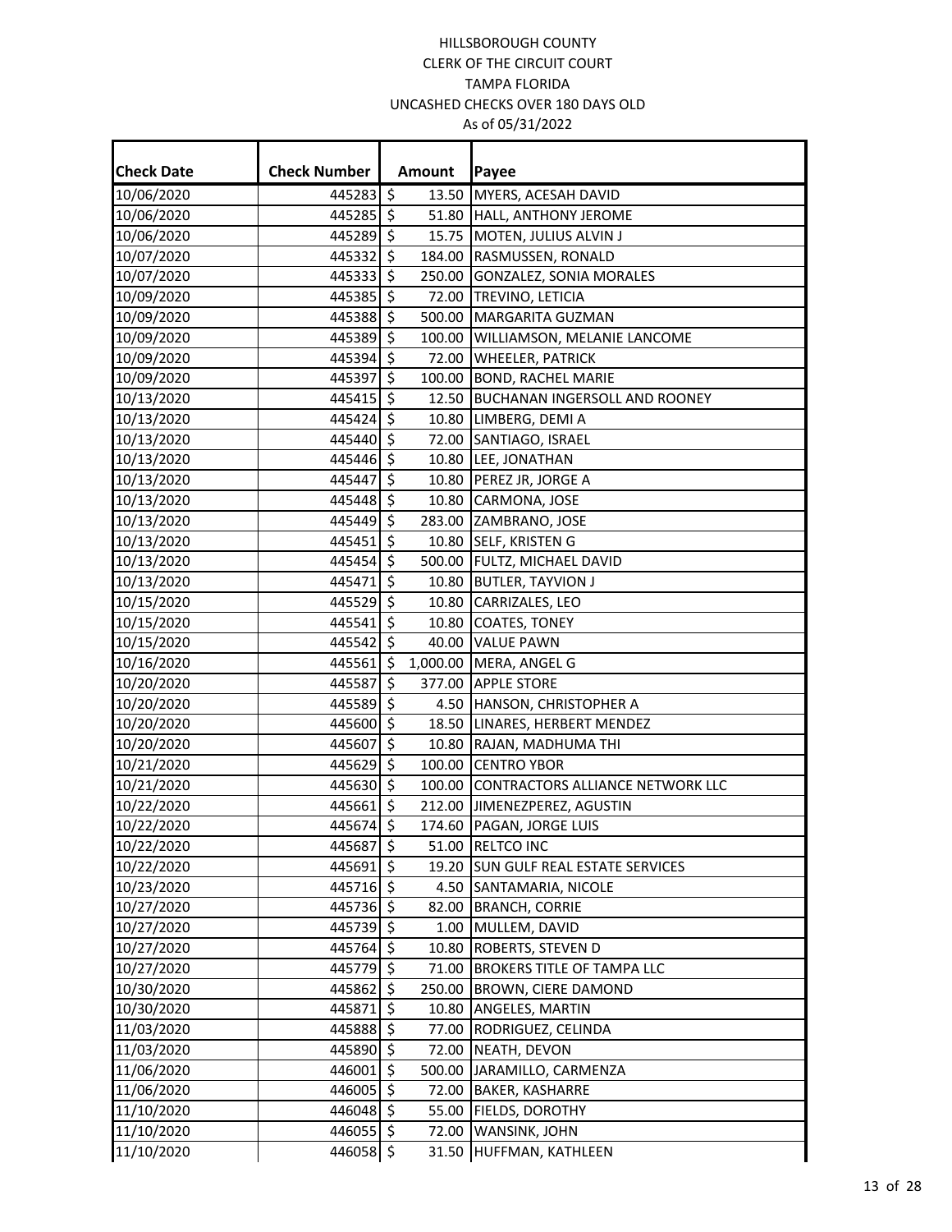HILLSBOROUGH COUNTY
CLERK OF THE CIRCUIT COURT
TAMPA FLORIDA
UNCASHED CHECKS OVER 180 DAYS OLD
As of 05/31/2022

| Check Date | Check Number | Amount | Payee |
|---|---|---|---|
| 10/06/2020 | 445283 | $ 13.50 | MYERS, ACESAH DAVID |
| 10/06/2020 | 445285 | $ 51.80 | HALL, ANTHONY JEROME |
| 10/06/2020 | 445289 | $ 15.75 | MOTEN, JULIUS ALVIN J |
| 10/07/2020 | 445332 | $ 184.00 | RASMUSSEN, RONALD |
| 10/07/2020 | 445333 | $ 250.00 | GONZALEZ, SONIA MORALES |
| 10/09/2020 | 445385 | $ 72.00 | TREVINO, LETICIA |
| 10/09/2020 | 445388 | $ 500.00 | MARGARITA GUZMAN |
| 10/09/2020 | 445389 | $ 100.00 | WILLIAMSON, MELANIE LANCOME |
| 10/09/2020 | 445394 | $ 72.00 | WHEELER, PATRICK |
| 10/09/2020 | 445397 | $ 100.00 | BOND, RACHEL MARIE |
| 10/13/2020 | 445415 | $ 12.50 | BUCHANAN INGERSOLL AND ROONEY |
| 10/13/2020 | 445424 | $ 10.80 | LIMBERG, DEMI A |
| 10/13/2020 | 445440 | $ 72.00 | SANTIAGO, ISRAEL |
| 10/13/2020 | 445446 | $ 10.80 | LEE, JONATHAN |
| 10/13/2020 | 445447 | $ 10.80 | PEREZ JR, JORGE A |
| 10/13/2020 | 445448 | $ 10.80 | CARMONA, JOSE |
| 10/13/2020 | 445449 | $ 283.00 | ZAMBRANO, JOSE |
| 10/13/2020 | 445451 | $ 10.80 | SELF, KRISTEN G |
| 10/13/2020 | 445454 | $ 500.00 | FULTZ, MICHAEL DAVID |
| 10/13/2020 | 445471 | $ 10.80 | BUTLER, TAYVION J |
| 10/15/2020 | 445529 | $ 10.80 | CARRIZALES, LEO |
| 10/15/2020 | 445541 | $ 10.80 | COATES, TONEY |
| 10/15/2020 | 445542 | $ 40.00 | VALUE PAWN |
| 10/16/2020 | 445561 | $ 1,000.00 | MERA, ANGEL G |
| 10/20/2020 | 445587 | $ 377.00 | APPLE STORE |
| 10/20/2020 | 445589 | $ 4.50 | HANSON, CHRISTOPHER A |
| 10/20/2020 | 445600 | $ 18.50 | LINARES, HERBERT MENDEZ |
| 10/20/2020 | 445607 | $ 10.80 | RAJAN, MADHUMA THI |
| 10/21/2020 | 445629 | $ 100.00 | CENTRO YBOR |
| 10/21/2020 | 445630 | $ 100.00 | CONTRACTORS ALLIANCE NETWORK LLC |
| 10/22/2020 | 445661 | $ 212.00 | JIMENEZPEREZ, AGUSTIN |
| 10/22/2020 | 445674 | $ 174.60 | PAGAN, JORGE LUIS |
| 10/22/2020 | 445687 | $ 51.00 | RELTCO INC |
| 10/22/2020 | 445691 | $ 19.20 | SUN GULF REAL ESTATE SERVICES |
| 10/23/2020 | 445716 | $ 4.50 | SANTAMARIA, NICOLE |
| 10/27/2020 | 445736 | $ 82.00 | BRANCH, CORRIE |
| 10/27/2020 | 445739 | $ 1.00 | MULLEM, DAVID |
| 10/27/2020 | 445764 | $ 10.80 | ROBERTS, STEVEN D |
| 10/27/2020 | 445779 | $ 71.00 | BROKERS TITLE OF TAMPA LLC |
| 10/30/2020 | 445862 | $ 250.00 | BROWN, CIERE DAMOND |
| 10/30/2020 | 445871 | $ 10.80 | ANGELES, MARTIN |
| 11/03/2020 | 445888 | $ 77.00 | RODRIGUEZ, CELINDA |
| 11/03/2020 | 445890 | $ 72.00 | NEATH, DEVON |
| 11/06/2020 | 446001 | $ 500.00 | JARAMILLO, CARMENZA |
| 11/06/2020 | 446005 | $ 72.00 | BAKER, KASHARRE |
| 11/10/2020 | 446048 | $ 55.00 | FIELDS, DOROTHY |
| 11/10/2020 | 446055 | $ 72.00 | WANSINK, JOHN |
| 11/10/2020 | 446058 | $ 31.50 | HUFFMAN, KATHLEEN |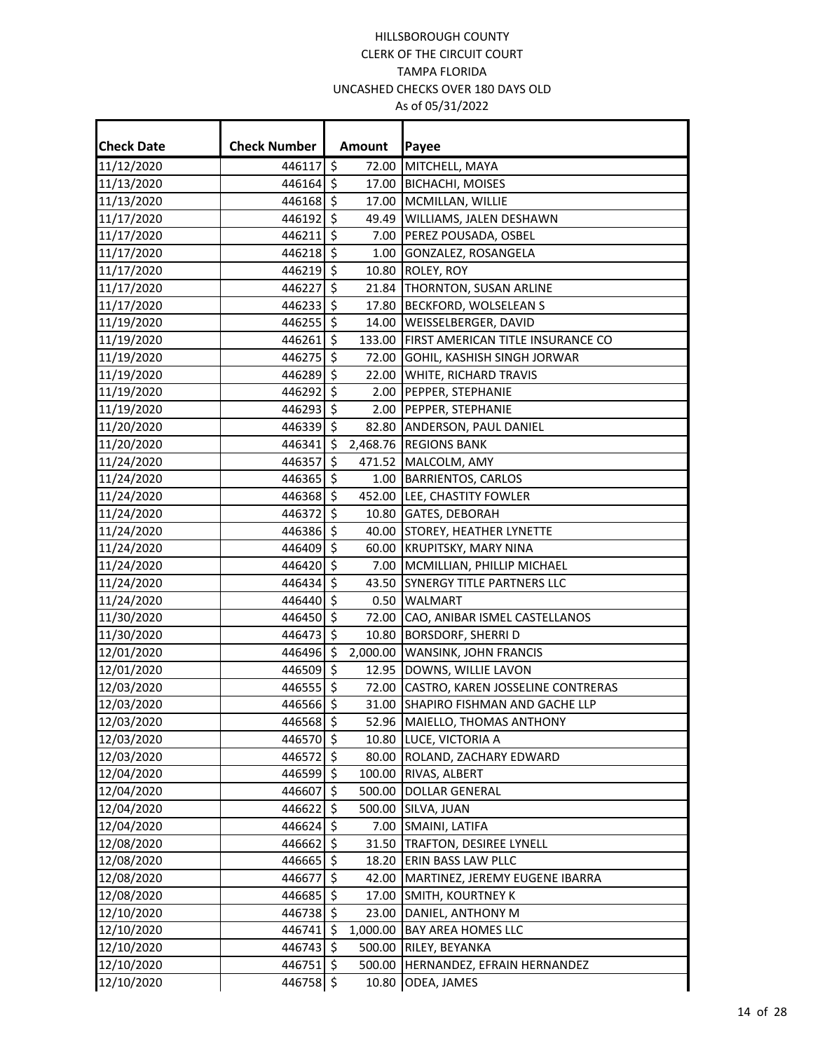HILLSBOROUGH COUNTY
CLERK OF THE CIRCUIT COURT
TAMPA FLORIDA
UNCASHED CHECKS OVER 180 DAYS OLD
As of 05/31/2022

| Check Date | Check Number | Amount | Payee |
|---|---|---|---|
| 11/12/2020 | 446117 | $ 72.00 | MITCHELL, MAYA |
| 11/13/2020 | 446164 | $ 17.00 | BICHACHI, MOISES |
| 11/13/2020 | 446168 | $ 17.00 | MCMILLAN, WILLIE |
| 11/17/2020 | 446192 | $ 49.49 | WILLIAMS, JALEN DESHAWN |
| 11/17/2020 | 446211 | $ 7.00 | PEREZ POUSADA, OSBEL |
| 11/17/2020 | 446218 | $ 1.00 | GONZALEZ, ROSANGELA |
| 11/17/2020 | 446219 | $ 10.80 | ROLEY, ROY |
| 11/17/2020 | 446227 | $ 21.84 | THORNTON, SUSAN ARLINE |
| 11/17/2020 | 446233 | $ 17.80 | BECKFORD, WOLSELEAN S |
| 11/19/2020 | 446255 | $ 14.00 | WEISSELBERGER, DAVID |
| 11/19/2020 | 446261 | $ 133.00 | FIRST AMERICAN TITLE INSURANCE CO |
| 11/19/2020 | 446275 | $ 72.00 | GOHIL, KASHISH SINGH JORWAR |
| 11/19/2020 | 446289 | $ 22.00 | WHITE, RICHARD TRAVIS |
| 11/19/2020 | 446292 | $ 2.00 | PEPPER, STEPHANIE |
| 11/19/2020 | 446293 | $ 2.00 | PEPPER, STEPHANIE |
| 11/20/2020 | 446339 | $ 82.80 | ANDERSON, PAUL DANIEL |
| 11/20/2020 | 446341 | $ 2,468.76 | REGIONS BANK |
| 11/24/2020 | 446357 | $ 471.52 | MALCOLM, AMY |
| 11/24/2020 | 446365 | $ 1.00 | BARRIENTOS, CARLOS |
| 11/24/2020 | 446368 | $ 452.00 | LEE, CHASTITY FOWLER |
| 11/24/2020 | 446372 | $ 10.80 | GATES, DEBORAH |
| 11/24/2020 | 446386 | $ 40.00 | STOREY, HEATHER LYNETTE |
| 11/24/2020 | 446409 | $ 60.00 | KRUPITSKY, MARY NINA |
| 11/24/2020 | 446420 | $ 7.00 | MCMILLIAN, PHILLIP MICHAEL |
| 11/24/2020 | 446434 | $ 43.50 | SYNERGY TITLE PARTNERS LLC |
| 11/24/2020 | 446440 | $ 0.50 | WALMART |
| 11/30/2020 | 446450 | $ 72.00 | CAO, ANIBAR ISMEL CASTELLANOS |
| 11/30/2020 | 446473 | $ 10.80 | BORSDORF, SHERRI D |
| 12/01/2020 | 446496 | $ 2,000.00 | WANSINK, JOHN FRANCIS |
| 12/01/2020 | 446509 | $ 12.95 | DOWNS, WILLIE LAVON |
| 12/03/2020 | 446555 | $ 72.00 | CASTRO, KAREN JOSSELINE CONTRERAS |
| 12/03/2020 | 446566 | $ 31.00 | SHAPIRO FISHMAN AND GACHE LLP |
| 12/03/2020 | 446568 | $ 52.96 | MAIELLO, THOMAS ANTHONY |
| 12/03/2020 | 446570 | $ 10.80 | LUCE, VICTORIA A |
| 12/03/2020 | 446572 | $ 80.00 | ROLAND, ZACHARY EDWARD |
| 12/04/2020 | 446599 | $ 100.00 | RIVAS, ALBERT |
| 12/04/2020 | 446607 | $ 500.00 | DOLLAR GENERAL |
| 12/04/2020 | 446622 | $ 500.00 | SILVA, JUAN |
| 12/04/2020 | 446624 | $ 7.00 | SMAINI, LATIFA |
| 12/08/2020 | 446662 | $ 31.50 | TRAFTON, DESIREE LYNELL |
| 12/08/2020 | 446665 | $ 18.20 | ERIN BASS LAW PLLC |
| 12/08/2020 | 446677 | $ 42.00 | MARTINEZ, JEREMY EUGENE IBARRA |
| 12/08/2020 | 446685 | $ 17.00 | SMITH, KOURTNEY K |
| 12/10/2020 | 446738 | $ 23.00 | DANIEL, ANTHONY M |
| 12/10/2020 | 446741 | $ 1,000.00 | BAY AREA HOMES LLC |
| 12/10/2020 | 446743 | $ 500.00 | RILEY, BEYANKA |
| 12/10/2020 | 446751 | $ 500.00 | HERNANDEZ, EFRAIN HERNANDEZ |
| 12/10/2020 | 446758 | $ 10.80 | ODEA, JAMES |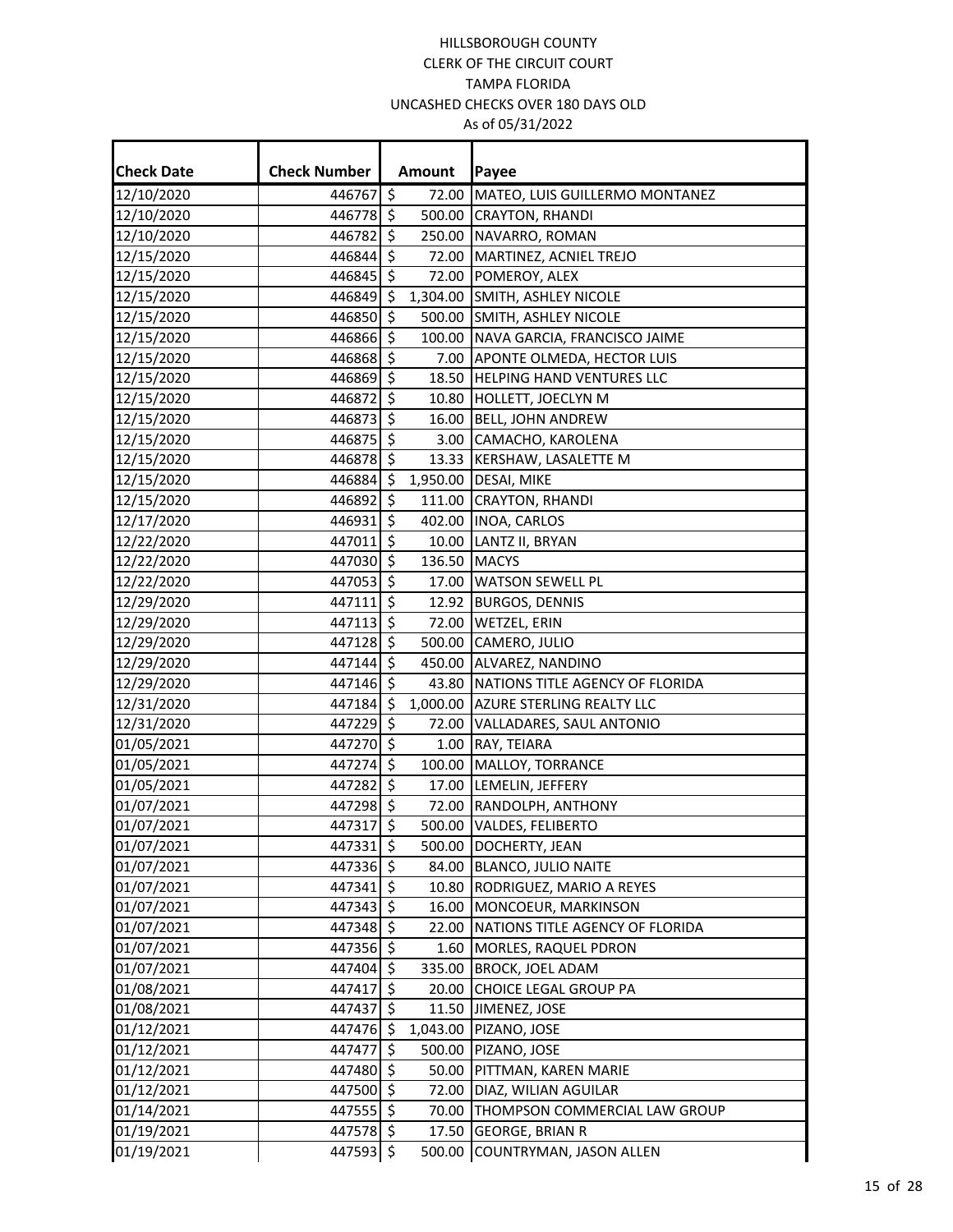HILLSBOROUGH COUNTY
CLERK OF THE CIRCUIT COURT
TAMPA FLORIDA
UNCASHED CHECKS OVER 180 DAYS OLD
As of 05/31/2022

| Check Date | Check Number | Amount | Payee |
|---|---|---|---|
| 12/10/2020 | 446767 | $ 72.00 | MATEO, LUIS GUILLERMO MONTANEZ |
| 12/10/2020 | 446778 | $ 500.00 | CRAYTON, RHANDI |
| 12/10/2020 | 446782 | $ 250.00 | NAVARRO, ROMAN |
| 12/15/2020 | 446844 | $ 72.00 | MARTINEZ, ACNIEL TREJO |
| 12/15/2020 | 446845 | $ 72.00 | POMEROY, ALEX |
| 12/15/2020 | 446849 | $ 1,304.00 | SMITH, ASHLEY NICOLE |
| 12/15/2020 | 446850 | $ 500.00 | SMITH, ASHLEY NICOLE |
| 12/15/2020 | 446866 | $ 100.00 | NAVA GARCIA, FRANCISCO JAIME |
| 12/15/2020 | 446868 | $ 7.00 | APONTE OLMEDA, HECTOR LUIS |
| 12/15/2020 | 446869 | $ 18.50 | HELPING HAND VENTURES LLC |
| 12/15/2020 | 446872 | $ 10.80 | HOLLETT, JOECLYN M |
| 12/15/2020 | 446873 | $ 16.00 | BELL, JOHN ANDREW |
| 12/15/2020 | 446875 | $ 3.00 | CAMACHO, KAROLENA |
| 12/15/2020 | 446878 | $ 13.33 | KERSHAW, LASALETTE M |
| 12/15/2020 | 446884 | $ 1,950.00 | DESAI, MIKE |
| 12/15/2020 | 446892 | $ 111.00 | CRAYTON, RHANDI |
| 12/17/2020 | 446931 | $ 402.00 | INOA, CARLOS |
| 12/22/2020 | 447011 | $ 10.00 | LANTZ II, BRYAN |
| 12/22/2020 | 447030 | $ 136.50 | MACYS |
| 12/22/2020 | 447053 | $ 17.00 | WATSON SEWELL PL |
| 12/29/2020 | 447111 | $ 12.92 | BURGOS, DENNIS |
| 12/29/2020 | 447113 | $ 72.00 | WETZEL, ERIN |
| 12/29/2020 | 447128 | $ 500.00 | CAMERO, JULIO |
| 12/29/2020 | 447144 | $ 450.00 | ALVAREZ, NANDINO |
| 12/29/2020 | 447146 | $ 43.80 | NATIONS TITLE AGENCY OF FLORIDA |
| 12/31/2020 | 447184 | $ 1,000.00 | AZURE STERLING REALTY LLC |
| 12/31/2020 | 447229 | $ 72.00 | VALLADARES, SAUL ANTONIO |
| 01/05/2021 | 447270 | $ 1.00 | RAY, TEIARA |
| 01/05/2021 | 447274 | $ 100.00 | MALLOY, TORRANCE |
| 01/05/2021 | 447282 | $ 17.00 | LEMELIN, JEFFERY |
| 01/07/2021 | 447298 | $ 72.00 | RANDOLPH, ANTHONY |
| 01/07/2021 | 447317 | $ 500.00 | VALDES, FELIBERTO |
| 01/07/2021 | 447331 | $ 500.00 | DOCHERTY, JEAN |
| 01/07/2021 | 447336 | $ 84.00 | BLANCO, JULIO NAITE |
| 01/07/2021 | 447341 | $ 10.80 | RODRIGUEZ, MARIO A REYES |
| 01/07/2021 | 447343 | $ 16.00 | MONCOEUR, MARKINSON |
| 01/07/2021 | 447348 | $ 22.00 | NATIONS TITLE AGENCY OF FLORIDA |
| 01/07/2021 | 447356 | $ 1.60 | MORLES, RAQUEL PDRON |
| 01/07/2021 | 447404 | $ 335.00 | BROCK, JOEL ADAM |
| 01/08/2021 | 447417 | $ 20.00 | CHOICE LEGAL GROUP PA |
| 01/08/2021 | 447437 | $ 11.50 | JIMENEZ, JOSE |
| 01/12/2021 | 447476 | $ 1,043.00 | PIZANO, JOSE |
| 01/12/2021 | 447477 | $ 500.00 | PIZANO, JOSE |
| 01/12/2021 | 447480 | $ 50.00 | PITTMAN, KAREN MARIE |
| 01/12/2021 | 447500 | $ 72.00 | DIAZ, WILIAN AGUILAR |
| 01/14/2021 | 447555 | $ 70.00 | THOMPSON COMMERCIAL LAW GROUP |
| 01/19/2021 | 447578 | $ 17.50 | GEORGE, BRIAN R |
| 01/19/2021 | 447593 | $ 500.00 | COUNTRYMAN, JASON ALLEN |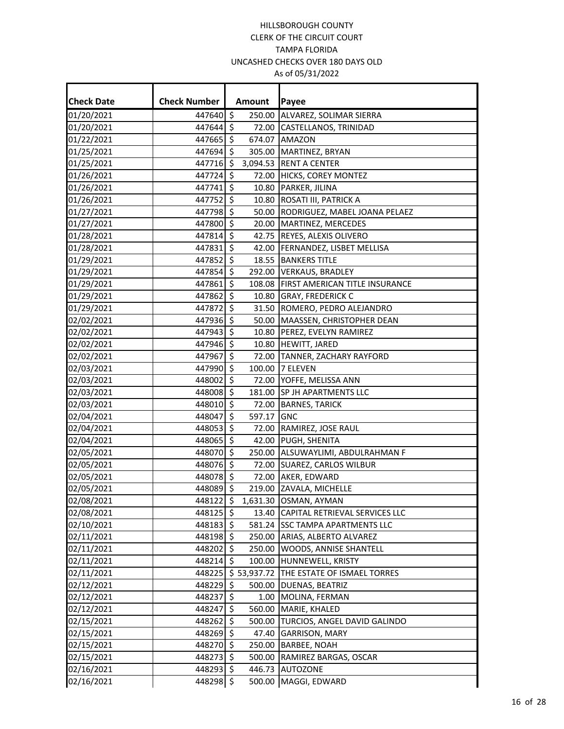HILLSBOROUGH COUNTY
CLERK OF THE CIRCUIT COURT
TAMPA FLORIDA
UNCASHED CHECKS OVER 180 DAYS OLD
As of 05/31/2022

| Check Date | Check Number | Amount | Payee |
|---|---|---|---|
| 01/20/2021 | 447640 | $ 250.00 | ALVAREZ, SOLIMAR SIERRA |
| 01/20/2021 | 447644 | $ 72.00 | CASTELLANOS, TRINIDAD |
| 01/22/2021 | 447665 | $ 674.07 | AMAZON |
| 01/25/2021 | 447694 | $ 305.00 | MARTINEZ, BRYAN |
| 01/25/2021 | 447716 | $ 3,094.53 | RENT A CENTER |
| 01/26/2021 | 447724 | $ 72.00 | HICKS, COREY MONTEZ |
| 01/26/2021 | 447741 | $ 10.80 | PARKER, JILINA |
| 01/26/2021 | 447752 | $ 10.80 | ROSATI III, PATRICK A |
| 01/27/2021 | 447798 | $ 50.00 | RODRIGUEZ, MABEL JOANA PELAEZ |
| 01/27/2021 | 447800 | $ 20.00 | MARTINEZ, MERCEDES |
| 01/28/2021 | 447814 | $ 42.75 | REYES, ALEXIS OLIVERO |
| 01/28/2021 | 447831 | $ 42.00 | FERNANDEZ, LISBET MELLISA |
| 01/29/2021 | 447852 | $ 18.55 | BANKERS TITLE |
| 01/29/2021 | 447854 | $ 292.00 | VERKAUS, BRADLEY |
| 01/29/2021 | 447861 | $ 108.08 | FIRST AMERICAN TITLE INSURANCE |
| 01/29/2021 | 447862 | $ 10.80 | GRAY, FREDERICK C |
| 01/29/2021 | 447872 | $ 31.50 | ROMERO, PEDRO ALEJANDRO |
| 02/02/2021 | 447936 | $ 50.00 | MAASSEN, CHRISTOPHER DEAN |
| 02/02/2021 | 447943 | $ 10.80 | PEREZ, EVELYN RAMIREZ |
| 02/02/2021 | 447946 | $ 10.80 | HEWITT, JARED |
| 02/02/2021 | 447967 | $ 72.00 | TANNER, ZACHARY RAYFORD |
| 02/03/2021 | 447990 | $ 100.00 | 7 ELEVEN |
| 02/03/2021 | 448002 | $ 72.00 | YOFFE, MELISSA ANN |
| 02/03/2021 | 448008 | $ 181.00 | SP JH APARTMENTS LLC |
| 02/03/2021 | 448010 | $ 72.00 | BARNES, TARICK |
| 02/04/2021 | 448047 | $ 597.17 | GNC |
| 02/04/2021 | 448053 | $ 72.00 | RAMIREZ, JOSE RAUL |
| 02/04/2021 | 448065 | $ 42.00 | PUGH, SHENITA |
| 02/05/2021 | 448070 | $ 250.00 | ALSUWAYLIMI, ABDULRAHMAN F |
| 02/05/2021 | 448076 | $ 72.00 | SUAREZ, CARLOS WILBUR |
| 02/05/2021 | 448078 | $ 72.00 | AKER, EDWARD |
| 02/05/2021 | 448089 | $ 219.00 | ZAVALA, MICHELLE |
| 02/08/2021 | 448122 | $ 1,631.30 | OSMAN, AYMAN |
| 02/08/2021 | 448125 | $ 13.40 | CAPITAL RETRIEVAL SERVICES LLC |
| 02/10/2021 | 448183 | $ 581.24 | SSC TAMPA APARTMENTS LLC |
| 02/11/2021 | 448198 | $ 250.00 | ARIAS, ALBERTO ALVAREZ |
| 02/11/2021 | 448202 | $ 250.00 | WOODS, ANNISE SHANTELL |
| 02/11/2021 | 448214 | $ 100.00 | HUNNEWELL, KRISTY |
| 02/11/2021 | 448225 | $ 53,937.72 | THE ESTATE OF ISMAEL TORRES |
| 02/12/2021 | 448229 | $ 500.00 | DUENAS, BEATRIZ |
| 02/12/2021 | 448237 | $ 1.00 | MOLINA, FERMAN |
| 02/12/2021 | 448247 | $ 560.00 | MARIE, KHALED |
| 02/15/2021 | 448262 | $ 500.00 | TURCIOS, ANGEL DAVID GALINDO |
| 02/15/2021 | 448269 | $ 47.40 | GARRISON, MARY |
| 02/15/2021 | 448270 | $ 250.00 | BARBEE, NOAH |
| 02/15/2021 | 448273 | $ 500.00 | RAMIREZ BARGAS, OSCAR |
| 02/16/2021 | 448293 | $ 446.73 | AUTOZONE |
| 02/16/2021 | 448298 | $ 500.00 | MAGGI, EDWARD |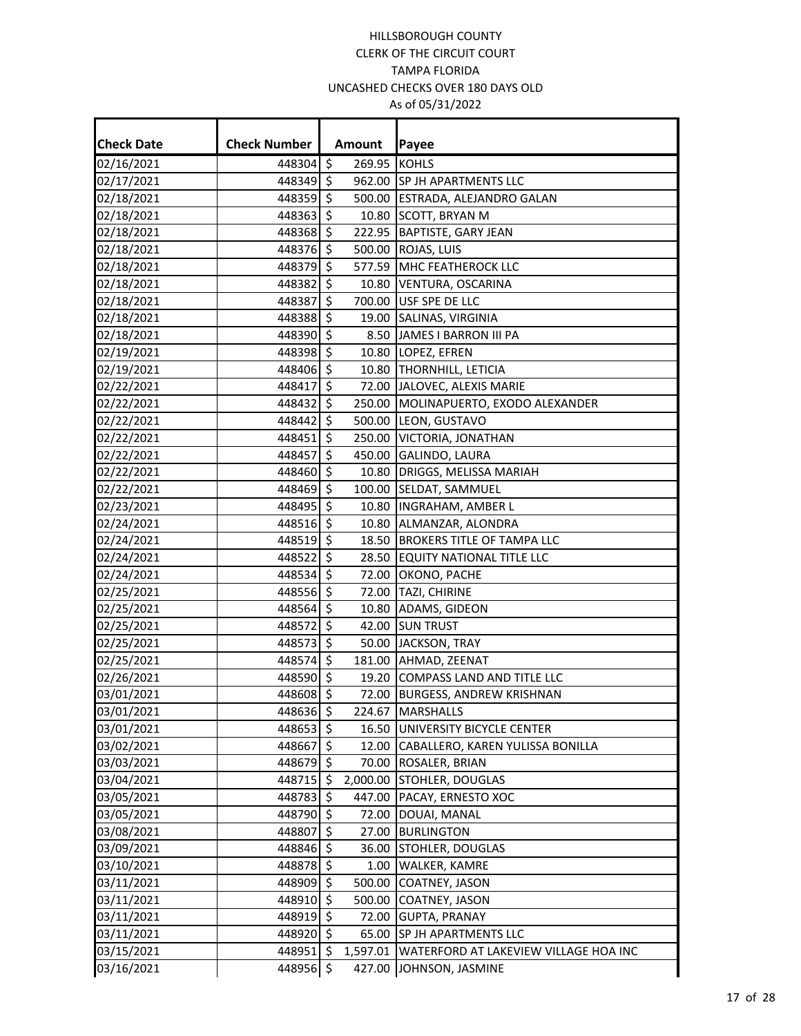HILLSBOROUGH COUNTY
CLERK OF THE CIRCUIT COURT
TAMPA FLORIDA
UNCASHED CHECKS OVER 180 DAYS OLD
As of 05/31/2022

| Check Date | Check Number | Amount | Payee |
|---|---|---|---|
| 02/16/2021 | 448304 | $ 269.95 | KOHLS |
| 02/17/2021 | 448349 | $ 962.00 | SP JH APARTMENTS LLC |
| 02/18/2021 | 448359 | $ 500.00 | ESTRADA, ALEJANDRO GALAN |
| 02/18/2021 | 448363 | $ 10.80 | SCOTT, BRYAN M |
| 02/18/2021 | 448368 | $ 222.95 | BAPTISTE, GARY JEAN |
| 02/18/2021 | 448376 | $ 500.00 | ROJAS, LUIS |
| 02/18/2021 | 448379 | $ 577.59 | MHC FEATHEROCK LLC |
| 02/18/2021 | 448382 | $ 10.80 | VENTURA, OSCARINA |
| 02/18/2021 | 448387 | $ 700.00 | USF SPE DE LLC |
| 02/18/2021 | 448388 | $ 19.00 | SALINAS, VIRGINIA |
| 02/18/2021 | 448390 | $ 8.50 | JAMES I BARRON III PA |
| 02/19/2021 | 448398 | $ 10.80 | LOPEZ, EFREN |
| 02/19/2021 | 448406 | $ 10.80 | THORNHILL, LETICIA |
| 02/22/2021 | 448417 | $ 72.00 | JALOVEC, ALEXIS MARIE |
| 02/22/2021 | 448432 | $ 250.00 | MOLINAPUERTO, EXODO ALEXANDER |
| 02/22/2021 | 448442 | $ 500.00 | LEON, GUSTAVO |
| 02/22/2021 | 448451 | $ 250.00 | VICTORIA, JONATHAN |
| 02/22/2021 | 448457 | $ 450.00 | GALINDO, LAURA |
| 02/22/2021 | 448460 | $ 10.80 | DRIGGS, MELISSA MARIAH |
| 02/22/2021 | 448469 | $ 100.00 | SELDAT, SAMMUEL |
| 02/23/2021 | 448495 | $ 10.80 | INGRAHAM, AMBER L |
| 02/24/2021 | 448516 | $ 10.80 | ALMANZAR, ALONDRA |
| 02/24/2021 | 448519 | $ 18.50 | BROKERS TITLE OF TAMPA LLC |
| 02/24/2021 | 448522 | $ 28.50 | EQUITY NATIONAL TITLE LLC |
| 02/24/2021 | 448534 | $ 72.00 | OKONO, PACHE |
| 02/25/2021 | 448556 | $ 72.00 | TAZI, CHIRINE |
| 02/25/2021 | 448564 | $ 10.80 | ADAMS, GIDEON |
| 02/25/2021 | 448572 | $ 42.00 | SUN TRUST |
| 02/25/2021 | 448573 | $ 50.00 | JACKSON, TRAY |
| 02/25/2021 | 448574 | $ 181.00 | AHMAD, ZEENAT |
| 02/26/2021 | 448590 | $ 19.20 | COMPASS LAND AND TITLE LLC |
| 03/01/2021 | 448608 | $ 72.00 | BURGESS, ANDREW KRISHNAN |
| 03/01/2021 | 448636 | $ 224.67 | MARSHALLS |
| 03/01/2021 | 448653 | $ 16.50 | UNIVERSITY BICYCLE CENTER |
| 03/02/2021 | 448667 | $ 12.00 | CABALLERO, KAREN YULISSA BONILLA |
| 03/03/2021 | 448679 | $ 70.00 | ROSALER, BRIAN |
| 03/04/2021 | 448715 | $ 2,000.00 | STOHLER, DOUGLAS |
| 03/05/2021 | 448783 | $ 447.00 | PACAY, ERNESTO XOC |
| 03/05/2021 | 448790 | $ 72.00 | DOUAI, MANAL |
| 03/08/2021 | 448807 | $ 27.00 | BURLINGTON |
| 03/09/2021 | 448846 | $ 36.00 | STOHLER, DOUGLAS |
| 03/10/2021 | 448878 | $ 1.00 | WALKER, KAMRE |
| 03/11/2021 | 448909 | $ 500.00 | COATNEY, JASON |
| 03/11/2021 | 448910 | $ 500.00 | COATNEY, JASON |
| 03/11/2021 | 448919 | $ 72.00 | GUPTA, PRANAY |
| 03/11/2021 | 448920 | $ 65.00 | SP JH APARTMENTS LLC |
| 03/15/2021 | 448951 | $ 1,597.01 | WATERFORD AT LAKEVIEW VILLAGE HOA INC |
| 03/16/2021 | 448956 | $ 427.00 | JOHNSON, JASMINE |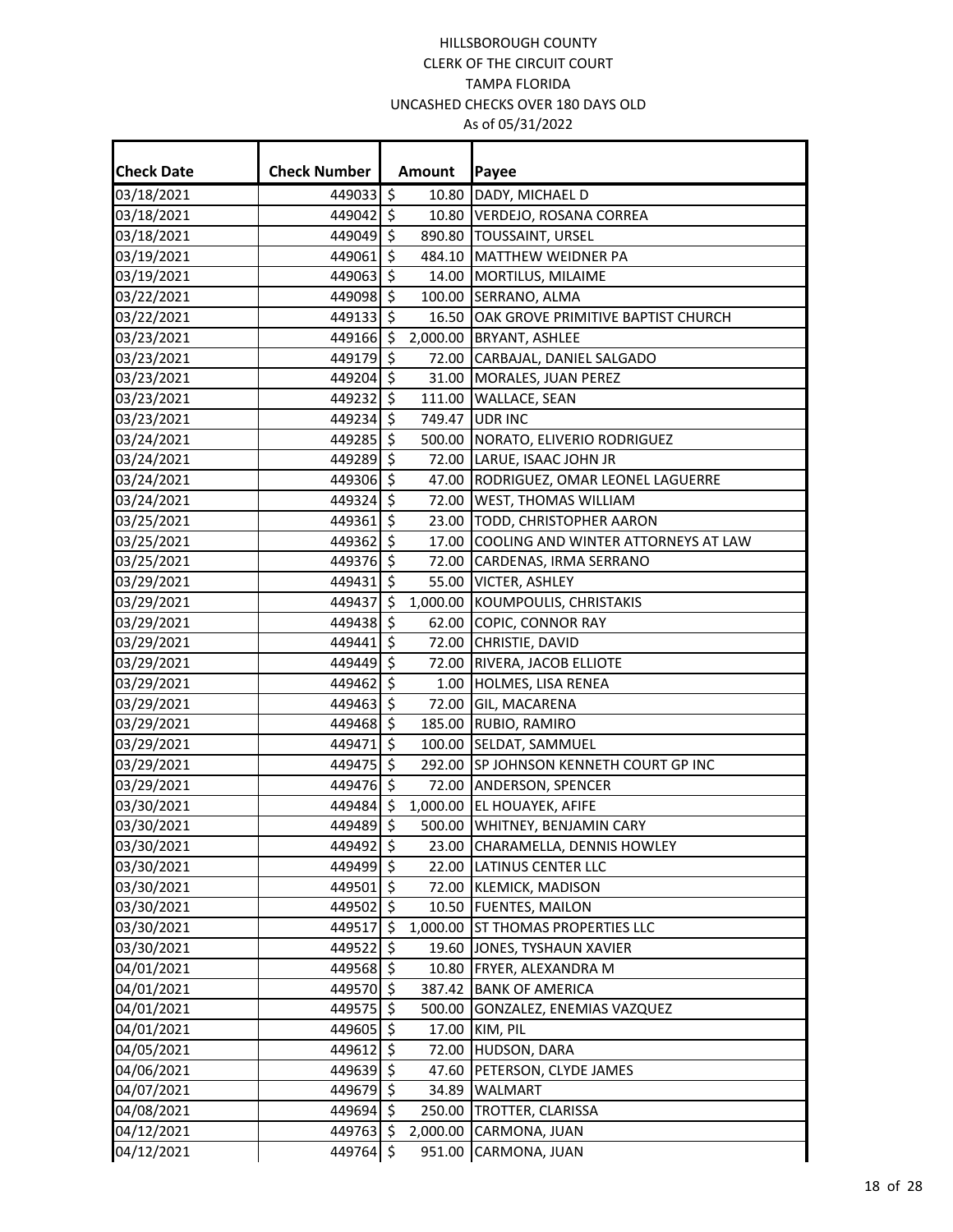HILLSBOROUGH COUNTY
CLERK OF THE CIRCUIT COURT
TAMPA FLORIDA
UNCASHED CHECKS OVER 180 DAYS OLD
As of 05/31/2022

| Check Date | Check Number | Amount | Payee |
|---|---|---|---|
| 03/18/2021 | 449033 | $ 10.80 | DADY, MICHAEL D |
| 03/18/2021 | 449042 | $ 10.80 | VERDEJO, ROSANA CORREA |
| 03/18/2021 | 449049 | $ 890.80 | TOUSSAINT, URSEL |
| 03/19/2021 | 449061 | $ 484.10 | MATTHEW WEIDNER PA |
| 03/19/2021 | 449063 | $ 14.00 | MORTILUS, MILAIME |
| 03/22/2021 | 449098 | $ 100.00 | SERRANO, ALMA |
| 03/22/2021 | 449133 | $ 16.50 | OAK GROVE PRIMITIVE BAPTIST CHURCH |
| 03/23/2021 | 449166 | $ 2,000.00 | BRYANT, ASHLEE |
| 03/23/2021 | 449179 | $ 72.00 | CARBAJAL, DANIEL SALGADO |
| 03/23/2021 | 449204 | $ 31.00 | MORALES, JUAN PEREZ |
| 03/23/2021 | 449232 | $ 111.00 | WALLACE, SEAN |
| 03/23/2021 | 449234 | $ 749.47 | UDR INC |
| 03/24/2021 | 449285 | $ 500.00 | NORATO, ELIVERIO RODRIGUEZ |
| 03/24/2021 | 449289 | $ 72.00 | LARUE, ISAAC JOHN JR |
| 03/24/2021 | 449306 | $ 47.00 | RODRIGUEZ, OMAR LEONEL LAGUERRE |
| 03/24/2021 | 449324 | $ 72.00 | WEST, THOMAS WILLIAM |
| 03/25/2021 | 449361 | $ 23.00 | TODD, CHRISTOPHER AARON |
| 03/25/2021 | 449362 | $ 17.00 | COOLING AND WINTER ATTORNEYS AT LAW |
| 03/25/2021 | 449376 | $ 72.00 | CARDENAS, IRMA SERRANO |
| 03/29/2021 | 449431 | $ 55.00 | VICTER, ASHLEY |
| 03/29/2021 | 449437 | $ 1,000.00 | KOUMPOULIS, CHRISTAKIS |
| 03/29/2021 | 449438 | $ 62.00 | COPIC, CONNOR RAY |
| 03/29/2021 | 449441 | $ 72.00 | CHRISTIE, DAVID |
| 03/29/2021 | 449449 | $ 72.00 | RIVERA, JACOB ELLIOTE |
| 03/29/2021 | 449462 | $ 1.00 | HOLMES, LISA RENEA |
| 03/29/2021 | 449463 | $ 72.00 | GIL, MACARENA |
| 03/29/2021 | 449468 | $ 185.00 | RUBIO, RAMIRO |
| 03/29/2021 | 449471 | $ 100.00 | SELDAT, SAMMUEL |
| 03/29/2021 | 449475 | $ 292.00 | SP JOHNSON KENNETH COURT GP INC |
| 03/29/2021 | 449476 | $ 72.00 | ANDERSON, SPENCER |
| 03/30/2021 | 449484 | $ 1,000.00 | EL HOUAYEK, AFIFE |
| 03/30/2021 | 449489 | $ 500.00 | WHITNEY, BENJAMIN CARY |
| 03/30/2021 | 449492 | $ 23.00 | CHARAMELLA, DENNIS HOWLEY |
| 03/30/2021 | 449499 | $ 22.00 | LATINUS CENTER LLC |
| 03/30/2021 | 449501 | $ 72.00 | KLEMICK, MADISON |
| 03/30/2021 | 449502 | $ 10.50 | FUENTES, MAILON |
| 03/30/2021 | 449517 | $ 1,000.00 | ST THOMAS PROPERTIES LLC |
| 03/30/2021 | 449522 | $ 19.60 | JONES, TYSHAUN XAVIER |
| 04/01/2021 | 449568 | $ 10.80 | FRYER, ALEXANDRA M |
| 04/01/2021 | 449570 | $ 387.42 | BANK OF AMERICA |
| 04/01/2021 | 449575 | $ 500.00 | GONZALEZ, ENEMIAS VAZQUEZ |
| 04/01/2021 | 449605 | $ 17.00 | KIM, PIL |
| 04/05/2021 | 449612 | $ 72.00 | HUDSON, DARA |
| 04/06/2021 | 449639 | $ 47.60 | PETERSON, CLYDE JAMES |
| 04/07/2021 | 449679 | $ 34.89 | WALMART |
| 04/08/2021 | 449694 | $ 250.00 | TROTTER, CLARISSA |
| 04/12/2021 | 449763 | $ 2,000.00 | CARMONA, JUAN |
| 04/12/2021 | 449764 | $ 951.00 | CARMONA, JUAN |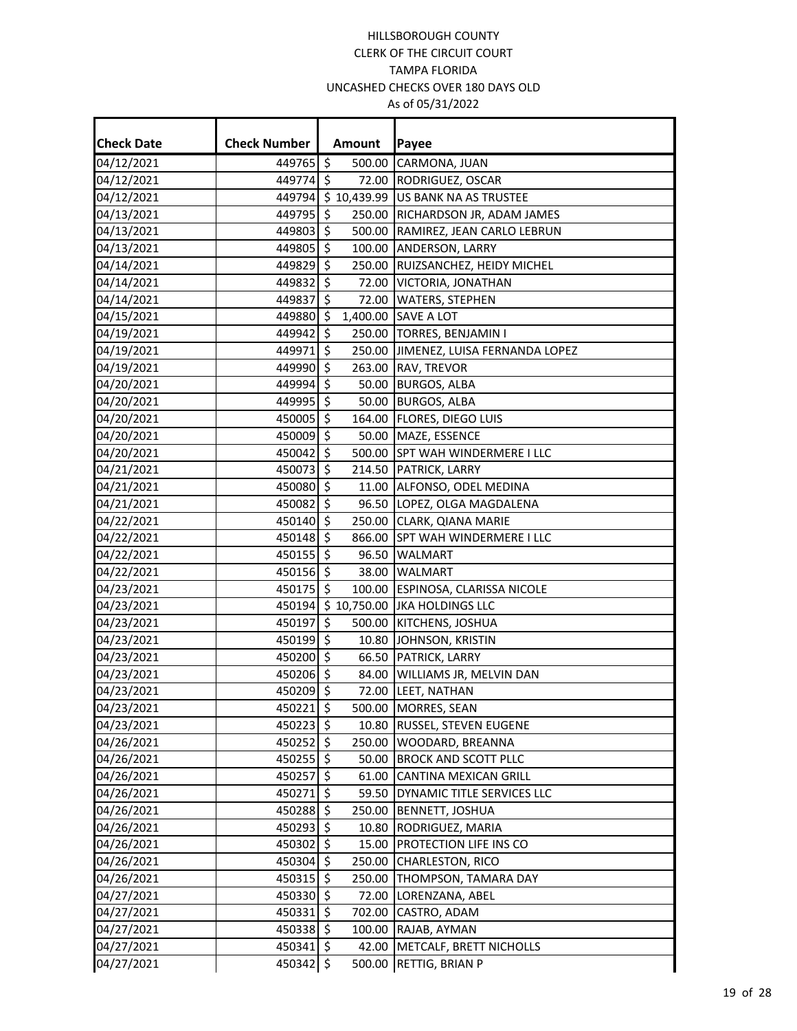HILLSBOROUGH COUNTY
CLERK OF THE CIRCUIT COURT
TAMPA FLORIDA
UNCASHED CHECKS OVER 180 DAYS OLD
As of 05/31/2022

| Check Date | Check Number | Amount | Payee |
|---|---|---|---|
| 04/12/2021 | 449765 | $ 500.00 | CARMONA, JUAN |
| 04/12/2021 | 449774 | $ 72.00 | RODRIGUEZ, OSCAR |
| 04/12/2021 | 449794 | $ 10,439.99 | US BANK NA AS TRUSTEE |
| 04/13/2021 | 449795 | $ 250.00 | RICHARDSON JR, ADAM JAMES |
| 04/13/2021 | 449803 | $ 500.00 | RAMIREZ, JEAN CARLO LEBRUN |
| 04/13/2021 | 449805 | $ 100.00 | ANDERSON, LARRY |
| 04/14/2021 | 449829 | $ 250.00 | RUIZSANCHEZ, HEIDY MICHEL |
| 04/14/2021 | 449832 | $ 72.00 | VICTORIA, JONATHAN |
| 04/14/2021 | 449837 | $ 72.00 | WATERS, STEPHEN |
| 04/15/2021 | 449880 | $ 1,400.00 | SAVE A LOT |
| 04/19/2021 | 449942 | $ 250.00 | TORRES, BENJAMIN I |
| 04/19/2021 | 449971 | $ 250.00 | JIMENEZ, LUISA FERNANDA LOPEZ |
| 04/19/2021 | 449990 | $ 263.00 | RAV, TREVOR |
| 04/20/2021 | 449994 | $ 50.00 | BURGOS, ALBA |
| 04/20/2021 | 449995 | $ 50.00 | BURGOS, ALBA |
| 04/20/2021 | 450005 | $ 164.00 | FLORES, DIEGO LUIS |
| 04/20/2021 | 450009 | $ 50.00 | MAZE, ESSENCE |
| 04/20/2021 | 450042 | $ 500.00 | SPT WAH WINDERMERE I LLC |
| 04/21/2021 | 450073 | $ 214.50 | PATRICK, LARRY |
| 04/21/2021 | 450080 | $ 11.00 | ALFONSO, ODEL MEDINA |
| 04/21/2021 | 450082 | $ 96.50 | LOPEZ, OLGA MAGDALENA |
| 04/22/2021 | 450140 | $ 250.00 | CLARK, QIANA MARIE |
| 04/22/2021 | 450148 | $ 866.00 | SPT WAH WINDERMERE I LLC |
| 04/22/2021 | 450155 | $ 96.50 | WALMART |
| 04/22/2021 | 450156 | $ 38.00 | WALMART |
| 04/23/2021 | 450175 | $ 100.00 | ESPINOSA, CLARISSA NICOLE |
| 04/23/2021 | 450194 | $ 10,750.00 | JKA HOLDINGS LLC |
| 04/23/2021 | 450197 | $ 500.00 | KITCHENS, JOSHUA |
| 04/23/2021 | 450199 | $ 10.80 | JOHNSON, KRISTIN |
| 04/23/2021 | 450200 | $ 66.50 | PATRICK, LARRY |
| 04/23/2021 | 450206 | $ 84.00 | WILLIAMS JR, MELVIN DAN |
| 04/23/2021 | 450209 | $ 72.00 | LEET, NATHAN |
| 04/23/2021 | 450221 | $ 500.00 | MORRES, SEAN |
| 04/23/2021 | 450223 | $ 10.80 | RUSSEL, STEVEN EUGENE |
| 04/26/2021 | 450252 | $ 250.00 | WOODARD, BREANNA |
| 04/26/2021 | 450255 | $ 50.00 | BROCK AND SCOTT PLLC |
| 04/26/2021 | 450257 | $ 61.00 | CANTINA MEXICAN GRILL |
| 04/26/2021 | 450271 | $ 59.50 | DYNAMIC TITLE SERVICES LLC |
| 04/26/2021 | 450288 | $ 250.00 | BENNETT, JOSHUA |
| 04/26/2021 | 450293 | $ 10.80 | RODRIGUEZ, MARIA |
| 04/26/2021 | 450302 | $ 15.00 | PROTECTION LIFE INS CO |
| 04/26/2021 | 450304 | $ 250.00 | CHARLESTON, RICO |
| 04/26/2021 | 450315 | $ 250.00 | THOMPSON, TAMARA DAY |
| 04/27/2021 | 450330 | $ 72.00 | LORENZANA, ABEL |
| 04/27/2021 | 450331 | $ 702.00 | CASTRO, ADAM |
| 04/27/2021 | 450338 | $ 100.00 | RAJAB, AYMAN |
| 04/27/2021 | 450341 | $ 42.00 | METCALF, BRETT NICHOLLS |
| 04/27/2021 | 450342 | $ 500.00 | RETTIG, BRIAN P |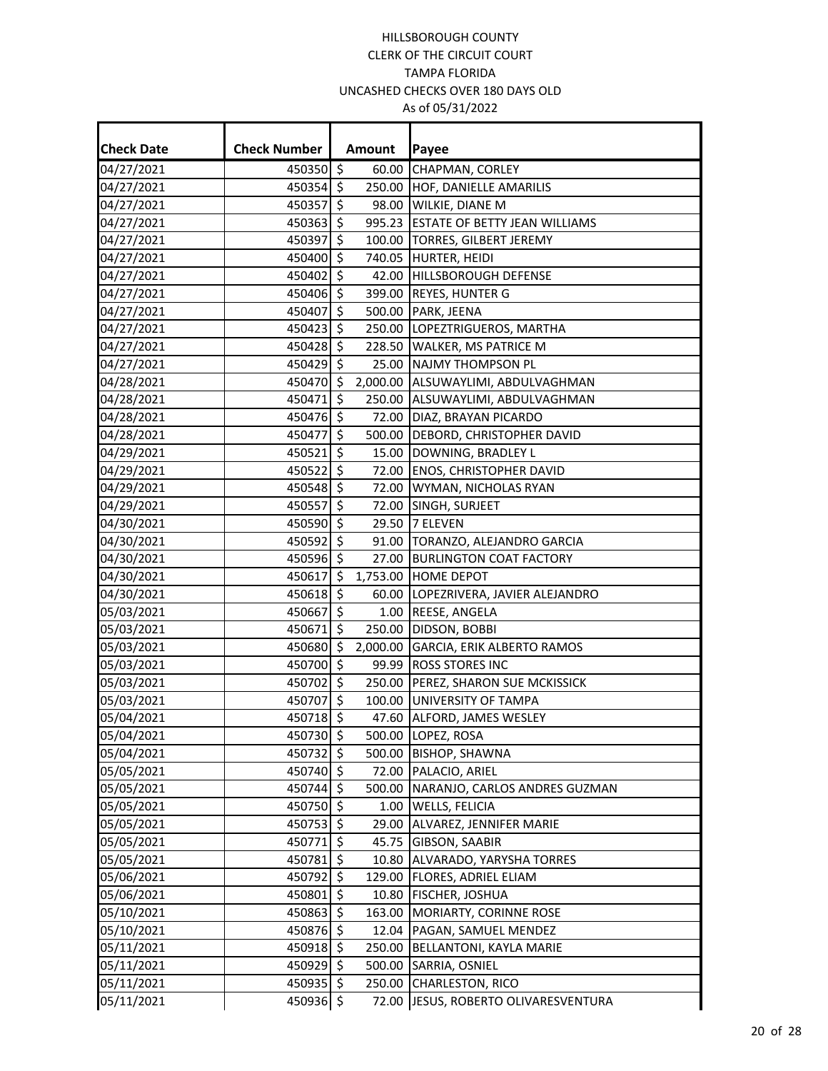HILLSBOROUGH COUNTY
CLERK OF THE CIRCUIT COURT
TAMPA FLORIDA
UNCASHED CHECKS OVER 180 DAYS OLD
As of 05/31/2022

| Check Date | Check Number | Amount | Payee |
|---|---|---|---|
| 04/27/2021 | 450350 | $ 60.00 | CHAPMAN, CORLEY |
| 04/27/2021 | 450354 | $ 250.00 | HOF, DANIELLE AMARILIS |
| 04/27/2021 | 450357 | $ 98.00 | WILKIE, DIANE M |
| 04/27/2021 | 450363 | $ 995.23 | ESTATE OF BETTY JEAN WILLIAMS |
| 04/27/2021 | 450397 | $ 100.00 | TORRES, GILBERT JEREMY |
| 04/27/2021 | 450400 | $ 740.05 | HURTER, HEIDI |
| 04/27/2021 | 450402 | $ 42.00 | HILLSBOROUGH DEFENSE |
| 04/27/2021 | 450406 | $ 399.00 | REYES, HUNTER G |
| 04/27/2021 | 450407 | $ 500.00 | PARK, JEENA |
| 04/27/2021 | 450423 | $ 250.00 | LOPEZTRIGUEROS, MARTHA |
| 04/27/2021 | 450428 | $ 228.50 | WALKER, MS PATRICE M |
| 04/27/2021 | 450429 | $ 25.00 | NAJMY THOMPSON PL |
| 04/28/2021 | 450470 | $ 2,000.00 | ALSUWAYLIMI, ABDULVAGHMAN |
| 04/28/2021 | 450471 | $ 250.00 | ALSUWAYLIMI, ABDULVAGHMAN |
| 04/28/2021 | 450476 | $ 72.00 | DIAZ, BRAYAN PICARDO |
| 04/28/2021 | 450477 | $ 500.00 | DEBORD, CHRISTOPHER DAVID |
| 04/29/2021 | 450521 | $ 15.00 | DOWNING, BRADLEY L |
| 04/29/2021 | 450522 | $ 72.00 | ENOS, CHRISTOPHER DAVID |
| 04/29/2021 | 450548 | $ 72.00 | WYMAN, NICHOLAS RYAN |
| 04/29/2021 | 450557 | $ 72.00 | SINGH, SURJEET |
| 04/30/2021 | 450590 | $ 29.50 | 7 ELEVEN |
| 04/30/2021 | 450592 | $ 91.00 | TORANZO, ALEJANDRO GARCIA |
| 04/30/2021 | 450596 | $ 27.00 | BURLINGTON COAT FACTORY |
| 04/30/2021 | 450617 | $ 1,753.00 | HOME DEPOT |
| 04/30/2021 | 450618 | $ 60.00 | LOPEZRIVERA, JAVIER ALEJANDRO |
| 05/03/2021 | 450667 | $ 1.00 | REESE, ANGELA |
| 05/03/2021 | 450671 | $ 250.00 | DIDSON, BOBBI |
| 05/03/2021 | 450680 | $ 2,000.00 | GARCIA, ERIK ALBERTO RAMOS |
| 05/03/2021 | 450700 | $ 99.99 | ROSS STORES INC |
| 05/03/2021 | 450702 | $ 250.00 | PEREZ, SHARON SUE MCKISSICK |
| 05/03/2021 | 450707 | $ 100.00 | UNIVERSITY OF TAMPA |
| 05/04/2021 | 450718 | $ 47.60 | ALFORD, JAMES WESLEY |
| 05/04/2021 | 450730 | $ 500.00 | LOPEZ, ROSA |
| 05/04/2021 | 450732 | $ 500.00 | BISHOP, SHAWNA |
| 05/05/2021 | 450740 | $ 72.00 | PALACIO, ARIEL |
| 05/05/2021 | 450744 | $ 500.00 | NARANJO, CARLOS ANDRES GUZMAN |
| 05/05/2021 | 450750 | $ 1.00 | WELLS, FELICIA |
| 05/05/2021 | 450753 | $ 29.00 | ALVAREZ, JENNIFER MARIE |
| 05/05/2021 | 450771 | $ 45.75 | GIBSON, SAABIR |
| 05/05/2021 | 450781 | $ 10.80 | ALVARADO, YARYSHA TORRES |
| 05/06/2021 | 450792 | $ 129.00 | FLORES, ADRIEL ELIAM |
| 05/06/2021 | 450801 | $ 10.80 | FISCHER, JOSHUA |
| 05/10/2021 | 450863 | $ 163.00 | MORIARTY, CORINNE ROSE |
| 05/10/2021 | 450876 | $ 12.04 | PAGAN, SAMUEL MENDEZ |
| 05/11/2021 | 450918 | $ 250.00 | BELLANTONI, KAYLA MARIE |
| 05/11/2021 | 450929 | $ 500.00 | SARRIA, OSNIEL |
| 05/11/2021 | 450935 | $ 250.00 | CHARLESTON, RICO |
| 05/11/2021 | 450936 | $ 72.00 | JESUS, ROBERTO OLIVARESVENTURA |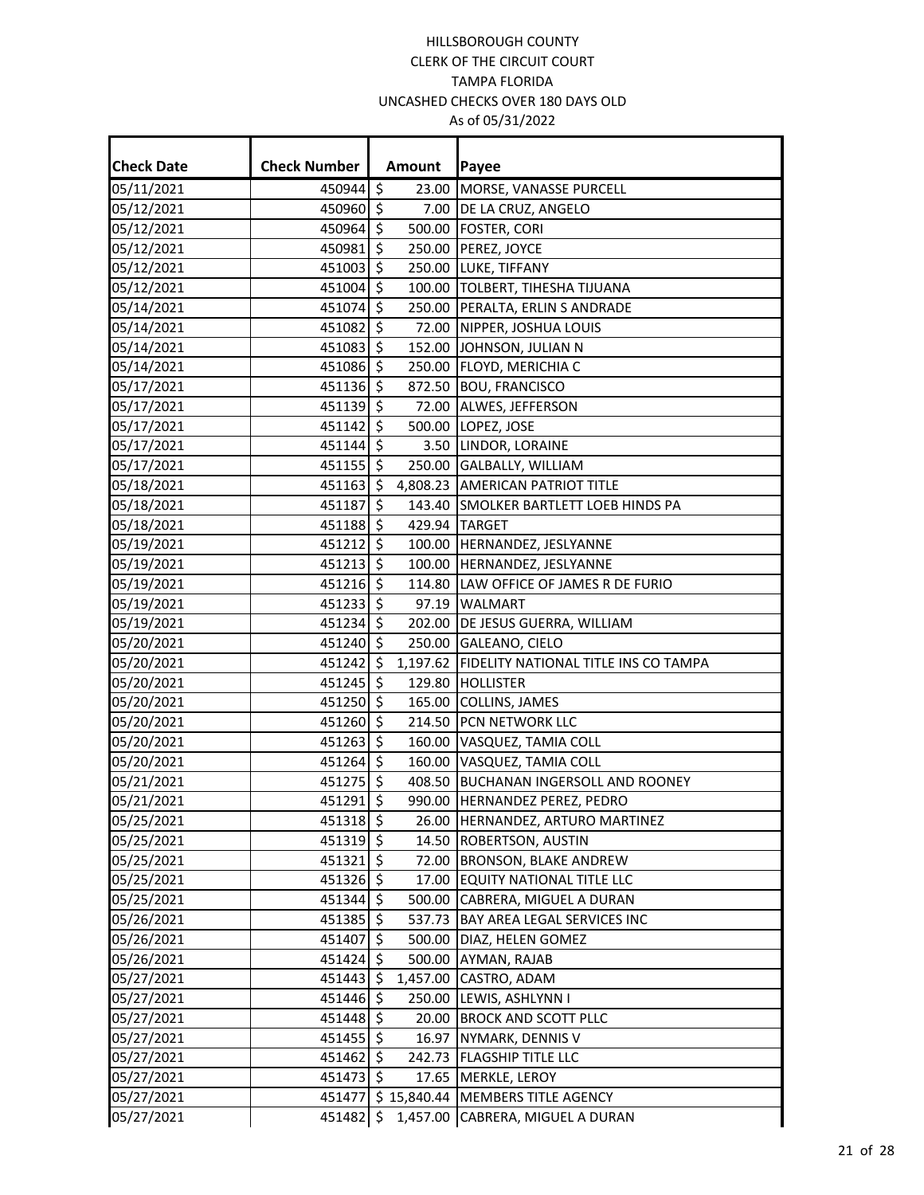HILLSBOROUGH COUNTY
CLERK OF THE CIRCUIT COURT
TAMPA FLORIDA
UNCASHED CHECKS OVER 180 DAYS OLD
As of 05/31/2022

| Check Date | Check Number | Amount | Payee |
|---|---|---|---|
| 05/11/2021 | 450944 | $ 23.00 | MORSE, VANASSE PURCELL |
| 05/12/2021 | 450960 | $ 7.00 | DE LA CRUZ, ANGELO |
| 05/12/2021 | 450964 | $ 500.00 | FOSTER, CORI |
| 05/12/2021 | 450981 | $ 250.00 | PEREZ, JOYCE |
| 05/12/2021 | 451003 | $ 250.00 | LUKE, TIFFANY |
| 05/12/2021 | 451004 | $ 100.00 | TOLBERT, TIHESHA TIJUANA |
| 05/14/2021 | 451074 | $ 250.00 | PERALTA, ERLIN S ANDRADE |
| 05/14/2021 | 451082 | $ 72.00 | NIPPER, JOSHUA LOUIS |
| 05/14/2021 | 451083 | $ 152.00 | JOHNSON, JULIAN N |
| 05/14/2021 | 451086 | $ 250.00 | FLOYD, MERICHIA C |
| 05/17/2021 | 451136 | $ 872.50 | BOU, FRANCISCO |
| 05/17/2021 | 451139 | $ 72.00 | ALWES, JEFFERSON |
| 05/17/2021 | 451142 | $ 500.00 | LOPEZ, JOSE |
| 05/17/2021 | 451144 | $ 3.50 | LINDOR, LORAINE |
| 05/17/2021 | 451155 | $ 250.00 | GALBALLY, WILLIAM |
| 05/18/2021 | 451163 | $ 4,808.23 | AMERICAN PATRIOT TITLE |
| 05/18/2021 | 451187 | $ 143.40 | SMOLKER BARTLETT LOEB HINDS PA |
| 05/18/2021 | 451188 | $ 429.94 | TARGET |
| 05/19/2021 | 451212 | $ 100.00 | HERNANDEZ, JESLYANNE |
| 05/19/2021 | 451213 | $ 100.00 | HERNANDEZ, JESLYANNE |
| 05/19/2021 | 451216 | $ 114.80 | LAW OFFICE OF JAMES R DE FURIO |
| 05/19/2021 | 451233 | $ 97.19 | WALMART |
| 05/19/2021 | 451234 | $ 202.00 | DE JESUS GUERRA, WILLIAM |
| 05/20/2021 | 451240 | $ 250.00 | GALEANO, CIELO |
| 05/20/2021 | 451242 | $ 1,197.62 | FIDELITY NATIONAL TITLE INS CO TAMPA |
| 05/20/2021 | 451245 | $ 129.80 | HOLLISTER |
| 05/20/2021 | 451250 | $ 165.00 | COLLINS, JAMES |
| 05/20/2021 | 451260 | $ 214.50 | PCN NETWORK LLC |
| 05/20/2021 | 451263 | $ 160.00 | VASQUEZ, TAMIA COLL |
| 05/20/2021 | 451264 | $ 160.00 | VASQUEZ, TAMIA COLL |
| 05/21/2021 | 451275 | $ 408.50 | BUCHANAN INGERSOLL AND ROONEY |
| 05/21/2021 | 451291 | $ 990.00 | HERNANDEZ PEREZ, PEDRO |
| 05/25/2021 | 451318 | $ 26.00 | HERNANDEZ, ARTURO MARTINEZ |
| 05/25/2021 | 451319 | $ 14.50 | ROBERTSON, AUSTIN |
| 05/25/2021 | 451321 | $ 72.00 | BRONSON, BLAKE ANDREW |
| 05/25/2021 | 451326 | $ 17.00 | EQUITY NATIONAL TITLE LLC |
| 05/25/2021 | 451344 | $ 500.00 | CABRERA, MIGUEL A DURAN |
| 05/26/2021 | 451385 | $ 537.73 | BAY AREA LEGAL SERVICES INC |
| 05/26/2021 | 451407 | $ 500.00 | DIAZ, HELEN GOMEZ |
| 05/26/2021 | 451424 | $ 500.00 | AYMAN, RAJAB |
| 05/27/2021 | 451443 | $ 1,457.00 | CASTRO, ADAM |
| 05/27/2021 | 451446 | $ 250.00 | LEWIS, ASHLYNN I |
| 05/27/2021 | 451448 | $ 20.00 | BROCK AND SCOTT PLLC |
| 05/27/2021 | 451455 | $ 16.97 | NYMARK, DENNIS V |
| 05/27/2021 | 451462 | $ 242.73 | FLAGSHIP TITLE LLC |
| 05/27/2021 | 451473 | $ 17.65 | MERKLE, LEROY |
| 05/27/2021 | 451477 | $ 15,840.44 | MEMBERS TITLE AGENCY |
| 05/27/2021 | 451482 | $ 1,457.00 | CABRERA, MIGUEL A DURAN |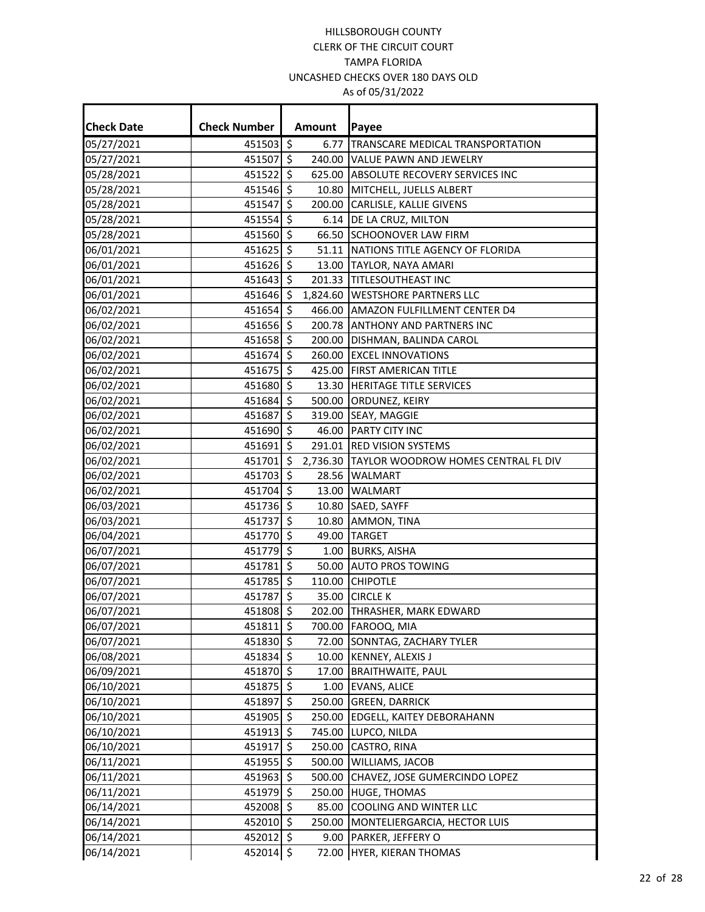HILLSBOROUGH COUNTY
CLERK OF THE CIRCUIT COURT
TAMPA FLORIDA
UNCASHED CHECKS OVER 180 DAYS OLD
As of 05/31/2022

| Check Date | Check Number | Amount | Payee |
|---|---|---|---|
| 05/27/2021 | 451503 | $ 6.77 | TRANSCARE MEDICAL TRANSPORTATION |
| 05/27/2021 | 451507 | $ 240.00 | VALUE PAWN AND JEWELRY |
| 05/28/2021 | 451522 | $ 625.00 | ABSOLUTE RECOVERY SERVICES INC |
| 05/28/2021 | 451546 | $ 10.80 | MITCHELL, JUELLS ALBERT |
| 05/28/2021 | 451547 | $ 200.00 | CARLISLE, KALLIE GIVENS |
| 05/28/2021 | 451554 | $ 6.14 | DE LA CRUZ, MILTON |
| 05/28/2021 | 451560 | $ 66.50 | SCHOONOVER LAW FIRM |
| 06/01/2021 | 451625 | $ 51.11 | NATIONS TITLE AGENCY OF FLORIDA |
| 06/01/2021 | 451626 | $ 13.00 | TAYLOR, NAYA AMARI |
| 06/01/2021 | 451643 | $ 201.33 | TITLESOUTHEAST INC |
| 06/01/2021 | 451646 | $ 1,824.60 | WESTSHORE PARTNERS LLC |
| 06/02/2021 | 451654 | $ 466.00 | AMAZON FULFILLMENT CENTER D4 |
| 06/02/2021 | 451656 | $ 200.78 | ANTHONY AND PARTNERS INC |
| 06/02/2021 | 451658 | $ 200.00 | DISHMAN, BALINDA CAROL |
| 06/02/2021 | 451674 | $ 260.00 | EXCEL INNOVATIONS |
| 06/02/2021 | 451675 | $ 425.00 | FIRST AMERICAN TITLE |
| 06/02/2021 | 451680 | $ 13.30 | HERITAGE TITLE SERVICES |
| 06/02/2021 | 451684 | $ 500.00 | ORDUNEZ, KEIRY |
| 06/02/2021 | 451687 | $ 319.00 | SEAY, MAGGIE |
| 06/02/2021 | 451690 | $ 46.00 | PARTY CITY INC |
| 06/02/2021 | 451691 | $ 291.01 | RED VISION SYSTEMS |
| 06/02/2021 | 451701 | $ 2,736.30 | TAYLOR WOODROW HOMES CENTRAL FL DIV |
| 06/02/2021 | 451703 | $ 28.56 | WALMART |
| 06/02/2021 | 451704 | $ 13.00 | WALMART |
| 06/03/2021 | 451736 | $ 10.80 | SAED, SAYFF |
| 06/03/2021 | 451737 | $ 10.80 | AMMON, TINA |
| 06/04/2021 | 451770 | $ 49.00 | TARGET |
| 06/07/2021 | 451779 | $ 1.00 | BURKS, AISHA |
| 06/07/2021 | 451781 | $ 50.00 | AUTO PROS TOWING |
| 06/07/2021 | 451785 | $ 110.00 | CHIPOTLE |
| 06/07/2021 | 451787 | $ 35.00 | CIRCLE K |
| 06/07/2021 | 451808 | $ 202.00 | THRASHER, MARK EDWARD |
| 06/07/2021 | 451811 | $ 700.00 | FAROOQ, MIA |
| 06/07/2021 | 451830 | $ 72.00 | SONNTAG, ZACHARY TYLER |
| 06/08/2021 | 451834 | $ 10.00 | KENNEY, ALEXIS J |
| 06/09/2021 | 451870 | $ 17.00 | BRAITHWAITE, PAUL |
| 06/10/2021 | 451875 | $ 1.00 | EVANS, ALICE |
| 06/10/2021 | 451897 | $ 250.00 | GREEN, DARRICK |
| 06/10/2021 | 451905 | $ 250.00 | EDGELL, KAITEY DEBORAHANN |
| 06/10/2021 | 451913 | $ 745.00 | LUPCO, NILDA |
| 06/10/2021 | 451917 | $ 250.00 | CASTRO, RINA |
| 06/11/2021 | 451955 | $ 500.00 | WILLIAMS, JACOB |
| 06/11/2021 | 451963 | $ 500.00 | CHAVEZ, JOSE GUMERCINDO LOPEZ |
| 06/11/2021 | 451979 | $ 250.00 | HUGE, THOMAS |
| 06/14/2021 | 452008 | $ 85.00 | COOLING AND WINTER LLC |
| 06/14/2021 | 452010 | $ 250.00 | MONTELIERGARCIA, HECTOR LUIS |
| 06/14/2021 | 452012 | $ 9.00 | PARKER, JEFFERY O |
| 06/14/2021 | 452014 | $ 72.00 | HYER, KIERAN THOMAS |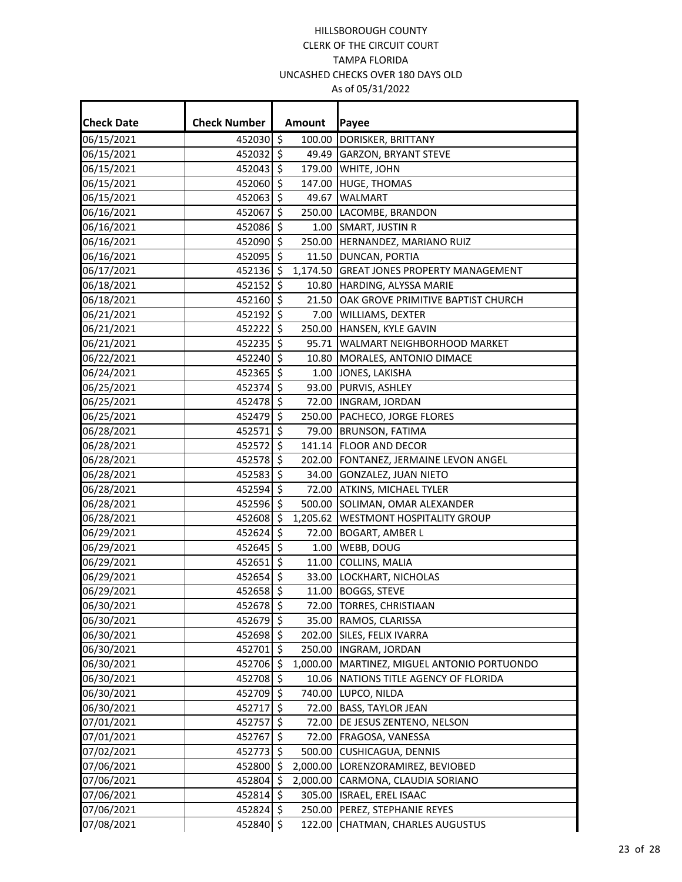HILLSBOROUGH COUNTY
CLERK OF THE CIRCUIT COURT
TAMPA FLORIDA
UNCASHED CHECKS OVER 180 DAYS OLD
As of 05/31/2022

| Check Date | Check Number | Amount | Payee |
|---|---|---|---|
| 06/15/2021 | 452030 | $ 100.00 | DORISKER, BRITTANY |
| 06/15/2021 | 452032 | $ 49.49 | GARZON, BRYANT STEVE |
| 06/15/2021 | 452043 | $ 179.00 | WHITE, JOHN |
| 06/15/2021 | 452060 | $ 147.00 | HUGE, THOMAS |
| 06/15/2021 | 452063 | $ 49.67 | WALMART |
| 06/16/2021 | 452067 | $ 250.00 | LACOMBE, BRANDON |
| 06/16/2021 | 452086 | $ 1.00 | SMART, JUSTIN R |
| 06/16/2021 | 452090 | $ 250.00 | HERNANDEZ, MARIANO RUIZ |
| 06/16/2021 | 452095 | $ 11.50 | DUNCAN, PORTIA |
| 06/17/2021 | 452136 | $ 1,174.50 | GREAT JONES PROPERTY MANAGEMENT |
| 06/18/2021 | 452152 | $ 10.80 | HARDING, ALYSSA MARIE |
| 06/18/2021 | 452160 | $ 21.50 | OAK GROVE PRIMITIVE BAPTIST CHURCH |
| 06/21/2021 | 452192 | $ 7.00 | WILLIAMS, DEXTER |
| 06/21/2021 | 452222 | $ 250.00 | HANSEN, KYLE GAVIN |
| 06/21/2021 | 452235 | $ 95.71 | WALMART NEIGHBORHOOD MARKET |
| 06/22/2021 | 452240 | $ 10.80 | MORALES, ANTONIO DIMACE |
| 06/24/2021 | 452365 | $ 1.00 | JONES, LAKISHA |
| 06/25/2021 | 452374 | $ 93.00 | PURVIS, ASHLEY |
| 06/25/2021 | 452478 | $ 72.00 | INGRAM, JORDAN |
| 06/25/2021 | 452479 | $ 250.00 | PACHECO, JORGE FLORES |
| 06/28/2021 | 452571 | $ 79.00 | BRUNSON, FATIMA |
| 06/28/2021 | 452572 | $ 141.14 | FLOOR AND DECOR |
| 06/28/2021 | 452578 | $ 202.00 | FONTANEZ, JERMAINE LEVON ANGEL |
| 06/28/2021 | 452583 | $ 34.00 | GONZALEZ, JUAN NIETO |
| 06/28/2021 | 452594 | $ 72.00 | ATKINS, MICHAEL TYLER |
| 06/28/2021 | 452596 | $ 500.00 | SOLIMAN, OMAR ALEXANDER |
| 06/28/2021 | 452608 | $ 1,205.62 | WESTMONT HOSPITALITY GROUP |
| 06/29/2021 | 452624 | $ 72.00 | BOGART, AMBER L |
| 06/29/2021 | 452645 | $ 1.00 | WEBB, DOUG |
| 06/29/2021 | 452651 | $ 11.00 | COLLINS, MALIA |
| 06/29/2021 | 452654 | $ 33.00 | LOCKHART, NICHOLAS |
| 06/29/2021 | 452658 | $ 11.00 | BOGGS, STEVE |
| 06/30/2021 | 452678 | $ 72.00 | TORRES, CHRISTIAAN |
| 06/30/2021 | 452679 | $ 35.00 | RAMOS, CLARISSA |
| 06/30/2021 | 452698 | $ 202.00 | SILES, FELIX IVARRA |
| 06/30/2021 | 452701 | $ 250.00 | INGRAM, JORDAN |
| 06/30/2021 | 452706 | $ 1,000.00 | MARTINEZ, MIGUEL ANTONIO PORTUONDO |
| 06/30/2021 | 452708 | $ 10.06 | NATIONS TITLE AGENCY OF FLORIDA |
| 06/30/2021 | 452709 | $ 740.00 | LUPCO, NILDA |
| 06/30/2021 | 452717 | $ 72.00 | BASS, TAYLOR JEAN |
| 07/01/2021 | 452757 | $ 72.00 | DE JESUS ZENTENO, NELSON |
| 07/01/2021 | 452767 | $ 72.00 | FRAGOSA, VANESSA |
| 07/02/2021 | 452773 | $ 500.00 | CUSHICAGUA, DENNIS |
| 07/06/2021 | 452800 | $ 2,000.00 | LORENZORAMIREZ, BEVIOBED |
| 07/06/2021 | 452804 | $ 2,000.00 | CARMONA, CLAUDIA SORIANO |
| 07/06/2021 | 452814 | $ 305.00 | ISRAEL, EREL ISAAC |
| 07/06/2021 | 452824 | $ 250.00 | PEREZ, STEPHANIE REYES |
| 07/08/2021 | 452840 | $ 122.00 | CHATMAN, CHARLES AUGUSTUS |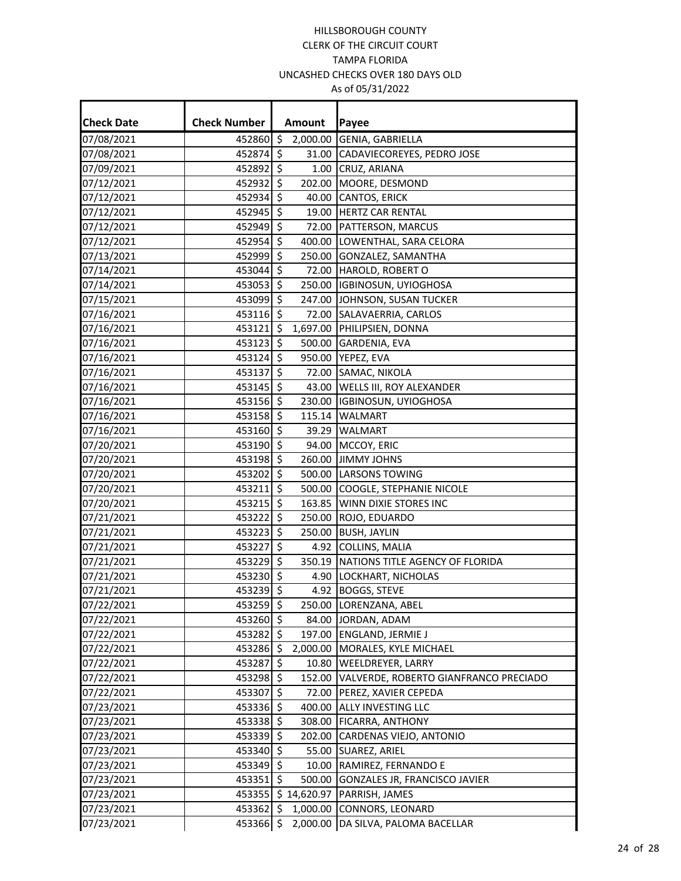HILLSBOROUGH COUNTY
CLERK OF THE CIRCUIT COURT
TAMPA FLORIDA
UNCASHED CHECKS OVER 180 DAYS OLD
As of 05/31/2022

| Check Date | Check Number | Amount | Payee |
|---|---|---|---|
| 07/08/2021 | 452860 | $ 2,000.00 | GENIA, GABRIELLA |
| 07/08/2021 | 452874 | $ 31.00 | CADAVIECOREYES, PEDRO JOSE |
| 07/09/2021 | 452892 | $ 1.00 | CRUZ, ARIANA |
| 07/12/2021 | 452932 | $ 202.00 | MOORE, DESMOND |
| 07/12/2021 | 452934 | $ 40.00 | CANTOS, ERICK |
| 07/12/2021 | 452945 | $ 19.00 | HERTZ CAR RENTAL |
| 07/12/2021 | 452949 | $ 72.00 | PATTERSON, MARCUS |
| 07/12/2021 | 452954 | $ 400.00 | LOWENTHAL, SARA CELORA |
| 07/13/2021 | 452999 | $ 250.00 | GONZALEZ, SAMANTHA |
| 07/14/2021 | 453044 | $ 72.00 | HAROLD, ROBERT O |
| 07/14/2021 | 453053 | $ 250.00 | IGBINOSUN, UYIOGHOSA |
| 07/15/2021 | 453099 | $ 247.00 | JOHNSON, SUSAN TUCKER |
| 07/16/2021 | 453116 | $ 72.00 | SALAVAERRIA, CARLOS |
| 07/16/2021 | 453121 | $ 1,697.00 | PHILIPSIEN, DONNA |
| 07/16/2021 | 453123 | $ 500.00 | GARDENIA, EVA |
| 07/16/2021 | 453124 | $ 950.00 | YEPEZ, EVA |
| 07/16/2021 | 453137 | $ 72.00 | SAMAC, NIKOLA |
| 07/16/2021 | 453145 | $ 43.00 | WELLS III, ROY ALEXANDER |
| 07/16/2021 | 453156 | $ 230.00 | IGBINOSUN, UYIOGHOSA |
| 07/16/2021 | 453158 | $ 115.14 | WALMART |
| 07/16/2021 | 453160 | $ 39.29 | WALMART |
| 07/20/2021 | 453190 | $ 94.00 | MCCOY, ERIC |
| 07/20/2021 | 453198 | $ 260.00 | JIMMY JOHNS |
| 07/20/2021 | 453202 | $ 500.00 | LARSONS TOWING |
| 07/20/2021 | 453211 | $ 500.00 | COOGLE, STEPHANIE NICOLE |
| 07/20/2021 | 453215 | $ 163.85 | WINN DIXIE STORES INC |
| 07/21/2021 | 453222 | $ 250.00 | ROJO, EDUARDO |
| 07/21/2021 | 453223 | $ 250.00 | BUSH, JAYLIN |
| 07/21/2021 | 453227 | $ 4.92 | COLLINS, MALIA |
| 07/21/2021 | 453229 | $ 350.19 | NATIONS TITLE AGENCY OF FLORIDA |
| 07/21/2021 | 453230 | $ 4.90 | LOCKHART, NICHOLAS |
| 07/21/2021 | 453239 | $ 4.92 | BOGGS, STEVE |
| 07/22/2021 | 453259 | $ 250.00 | LORENZANA, ABEL |
| 07/22/2021 | 453260 | $ 84.00 | JORDAN, ADAM |
| 07/22/2021 | 453282 | $ 197.00 | ENGLAND, JERMIE J |
| 07/22/2021 | 453286 | $ 2,000.00 | MORALES, KYLE MICHAEL |
| 07/22/2021 | 453287 | $ 10.80 | WEELDREYER, LARRY |
| 07/22/2021 | 453298 | $ 152.00 | VALVERDE, ROBERTO GIANFRANCO PRECIADO |
| 07/22/2021 | 453307 | $ 72.00 | PEREZ, XAVIER CEPEDA |
| 07/23/2021 | 453336 | $ 400.00 | ALLY INVESTING LLC |
| 07/23/2021 | 453338 | $ 308.00 | FICARRA, ANTHONY |
| 07/23/2021 | 453339 | $ 202.00 | CARDENAS VIEJO, ANTONIO |
| 07/23/2021 | 453340 | $ 55.00 | SUAREZ, ARIEL |
| 07/23/2021 | 453349 | $ 10.00 | RAMIREZ, FERNANDO E |
| 07/23/2021 | 453351 | $ 500.00 | GONZALES JR, FRANCISCO JAVIER |
| 07/23/2021 | 453355 | $ 14,620.97 | PARRISH, JAMES |
| 07/23/2021 | 453362 | $ 1,000.00 | CONNORS, LEONARD |
| 07/23/2021 | 453366 | $ 2,000.00 | DA SILVA, PALOMA BACELLAR |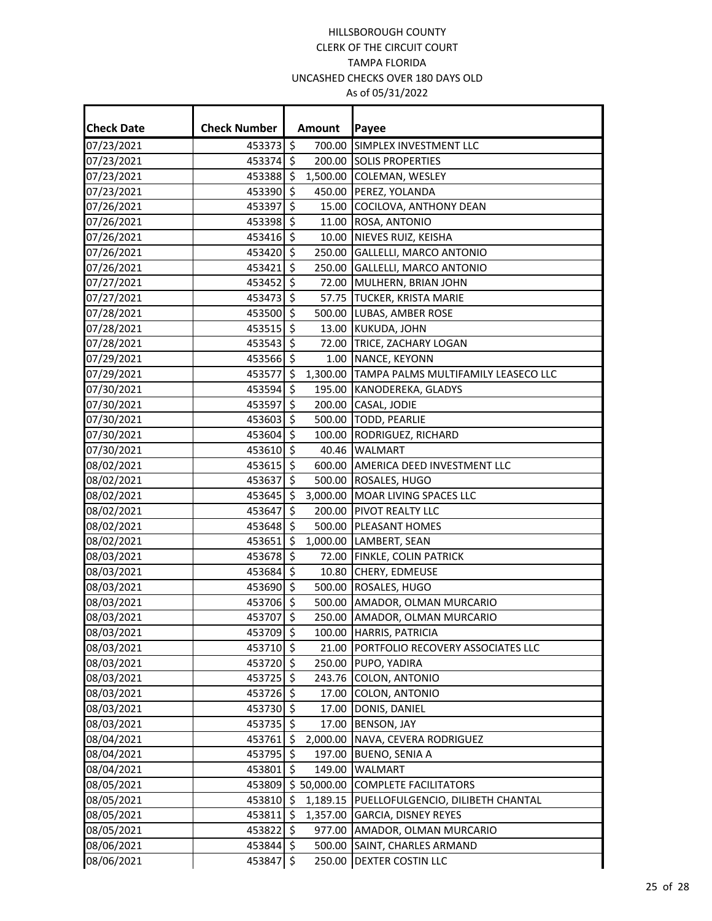HILLSBOROUGH COUNTY
CLERK OF THE CIRCUIT COURT
TAMPA FLORIDA
UNCASHED CHECKS OVER 180 DAYS OLD
As of 05/31/2022

| Check Date | Check Number | Amount | Payee |
|---|---|---|---|
| 07/23/2021 | 453373 | $ 700.00 | SIMPLEX INVESTMENT LLC |
| 07/23/2021 | 453374 | $ 200.00 | SOLIS PROPERTIES |
| 07/23/2021 | 453388 | $ 1,500.00 | COLEMAN, WESLEY |
| 07/23/2021 | 453390 | $ 450.00 | PEREZ, YOLANDA |
| 07/26/2021 | 453397 | $ 15.00 | COCILOVA, ANTHONY DEAN |
| 07/26/2021 | 453398 | $ 11.00 | ROSA, ANTONIO |
| 07/26/2021 | 453416 | $ 10.00 | NIEVES RUIZ, KEISHA |
| 07/26/2021 | 453420 | $ 250.00 | GALLELLI, MARCO ANTONIO |
| 07/26/2021 | 453421 | $ 250.00 | GALLELLI, MARCO ANTONIO |
| 07/27/2021 | 453452 | $ 72.00 | MULHERN, BRIAN JOHN |
| 07/27/2021 | 453473 | $ 57.75 | TUCKER, KRISTA MARIE |
| 07/28/2021 | 453500 | $ 500.00 | LUBAS, AMBER ROSE |
| 07/28/2021 | 453515 | $ 13.00 | KUKUDA, JOHN |
| 07/28/2021 | 453543 | $ 72.00 | TRICE, ZACHARY LOGAN |
| 07/29/2021 | 453566 | $ 1.00 | NANCE, KEYONN |
| 07/29/2021 | 453577 | $ 1,300.00 | TAMPA PALMS MULTIFAMILY LEASECO LLC |
| 07/30/2021 | 453594 | $ 195.00 | KANODEREKA, GLADYS |
| 07/30/2021 | 453597 | $ 200.00 | CASAL, JODIE |
| 07/30/2021 | 453603 | $ 500.00 | TODD, PEARLIE |
| 07/30/2021 | 453604 | $ 100.00 | RODRIGUEZ, RICHARD |
| 07/30/2021 | 453610 | $ 40.46 | WALMART |
| 08/02/2021 | 453615 | $ 600.00 | AMERICA DEED INVESTMENT LLC |
| 08/02/2021 | 453637 | $ 500.00 | ROSALES, HUGO |
| 08/02/2021 | 453645 | $ 3,000.00 | MOAR LIVING SPACES LLC |
| 08/02/2021 | 453647 | $ 200.00 | PIVOT REALTY LLC |
| 08/02/2021 | 453648 | $ 500.00 | PLEASANT HOMES |
| 08/02/2021 | 453651 | $ 1,000.00 | LAMBERT, SEAN |
| 08/03/2021 | 453678 | $ 72.00 | FINKLE, COLIN PATRICK |
| 08/03/2021 | 453684 | $ 10.80 | CHERY, EDMEUSE |
| 08/03/2021 | 453690 | $ 500.00 | ROSALES, HUGO |
| 08/03/2021 | 453706 | $ 500.00 | AMADOR, OLMAN MURCARIO |
| 08/03/2021 | 453707 | $ 250.00 | AMADOR, OLMAN MURCARIO |
| 08/03/2021 | 453709 | $ 100.00 | HARRIS, PATRICIA |
| 08/03/2021 | 453710 | $ 21.00 | PORTFOLIO RECOVERY ASSOCIATES LLC |
| 08/03/2021 | 453720 | $ 250.00 | PUPO, YADIRA |
| 08/03/2021 | 453725 | $ 243.76 | COLON, ANTONIO |
| 08/03/2021 | 453726 | $ 17.00 | COLON, ANTONIO |
| 08/03/2021 | 453730 | $ 17.00 | DONIS, DANIEL |
| 08/03/2021 | 453735 | $ 17.00 | BENSON, JAY |
| 08/04/2021 | 453761 | $ 2,000.00 | NAVA, CEVERA RODRIGUEZ |
| 08/04/2021 | 453795 | $ 197.00 | BUENO, SENIA A |
| 08/04/2021 | 453801 | $ 149.00 | WALMART |
| 08/05/2021 | 453809 | $ 50,000.00 | COMPLETE FACILITATORS |
| 08/05/2021 | 453810 | $ 1,189.15 | PUELLOFULGENCIO, DILIBETH CHANTAL |
| 08/05/2021 | 453811 | $ 1,357.00 | GARCIA, DISNEY REYES |
| 08/05/2021 | 453822 | $ 977.00 | AMADOR, OLMAN MURCARIO |
| 08/06/2021 | 453844 | $ 500.00 | SAINT, CHARLES ARMAND |
| 08/06/2021 | 453847 | $ 250.00 | DEXTER COSTIN LLC |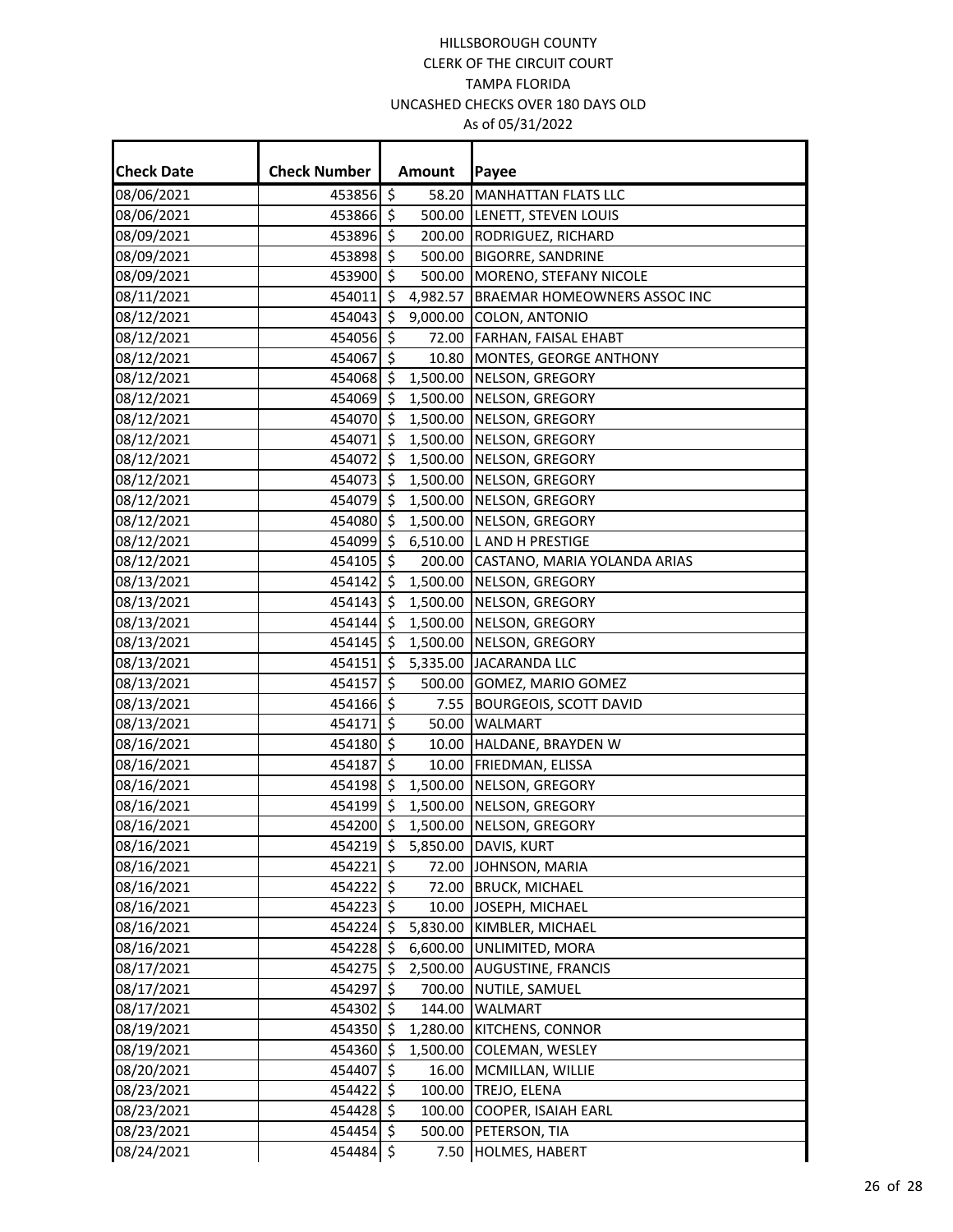HILLSBOROUGH COUNTY
CLERK OF THE CIRCUIT COURT
TAMPA FLORIDA
UNCASHED CHECKS OVER 180 DAYS OLD
As of 05/31/2022

| Check Date | Check Number | Amount | Payee |
|---|---|---|---|
| 08/06/2021 | 453856 | $ 58.20 | MANHATTAN FLATS LLC |
| 08/06/2021 | 453866 | $ 500.00 | LENETT, STEVEN LOUIS |
| 08/09/2021 | 453896 | $ 200.00 | RODRIGUEZ, RICHARD |
| 08/09/2021 | 453898 | $ 500.00 | BIGORRE, SANDRINE |
| 08/09/2021 | 453900 | $ 500.00 | MORENO, STEFANY NICOLE |
| 08/11/2021 | 454011 | $ 4,982.57 | BRAEMAR HOMEOWNERS ASSOC INC |
| 08/12/2021 | 454043 | $ 9,000.00 | COLON, ANTONIO |
| 08/12/2021 | 454056 | $ 72.00 | FARHAN, FAISAL EHABT |
| 08/12/2021 | 454067 | $ 10.80 | MONTES, GEORGE ANTHONY |
| 08/12/2021 | 454068 | $ 1,500.00 | NELSON, GREGORY |
| 08/12/2021 | 454069 | $ 1,500.00 | NELSON, GREGORY |
| 08/12/2021 | 454070 | $ 1,500.00 | NELSON, GREGORY |
| 08/12/2021 | 454071 | $ 1,500.00 | NELSON, GREGORY |
| 08/12/2021 | 454072 | $ 1,500.00 | NELSON, GREGORY |
| 08/12/2021 | 454073 | $ 1,500.00 | NELSON, GREGORY |
| 08/12/2021 | 454079 | $ 1,500.00 | NELSON, GREGORY |
| 08/12/2021 | 454080 | $ 1,500.00 | NELSON, GREGORY |
| 08/12/2021 | 454099 | $ 6,510.00 | L AND H PRESTIGE |
| 08/12/2021 | 454105 | $ 200.00 | CASTANO, MARIA YOLANDA ARIAS |
| 08/13/2021 | 454142 | $ 1,500.00 | NELSON, GREGORY |
| 08/13/2021 | 454143 | $ 1,500.00 | NELSON, GREGORY |
| 08/13/2021 | 454144 | $ 1,500.00 | NELSON, GREGORY |
| 08/13/2021 | 454145 | $ 1,500.00 | NELSON, GREGORY |
| 08/13/2021 | 454151 | $ 5,335.00 | JACARANDA LLC |
| 08/13/2021 | 454157 | $ 500.00 | GOMEZ, MARIO GOMEZ |
| 08/13/2021 | 454166 | $ 7.55 | BOURGEOIS, SCOTT DAVID |
| 08/13/2021 | 454171 | $ 50.00 | WALMART |
| 08/16/2021 | 454180 | $ 10.00 | HALDANE, BRAYDEN W |
| 08/16/2021 | 454187 | $ 10.00 | FRIEDMAN, ELISSA |
| 08/16/2021 | 454198 | $ 1,500.00 | NELSON, GREGORY |
| 08/16/2021 | 454199 | $ 1,500.00 | NELSON, GREGORY |
| 08/16/2021 | 454200 | $ 1,500.00 | NELSON, GREGORY |
| 08/16/2021 | 454219 | $ 5,850.00 | DAVIS, KURT |
| 08/16/2021 | 454221 | $ 72.00 | JOHNSON, MARIA |
| 08/16/2021 | 454222 | $ 72.00 | BRUCK, MICHAEL |
| 08/16/2021 | 454223 | $ 10.00 | JOSEPH, MICHAEL |
| 08/16/2021 | 454224 | $ 5,830.00 | KIMBLER, MICHAEL |
| 08/16/2021 | 454228 | $ 6,600.00 | UNLIMITED, MORA |
| 08/17/2021 | 454275 | $ 2,500.00 | AUGUSTINE, FRANCIS |
| 08/17/2021 | 454297 | $ 700.00 | NUTILE, SAMUEL |
| 08/17/2021 | 454302 | $ 144.00 | WALMART |
| 08/19/2021 | 454350 | $ 1,280.00 | KITCHENS, CONNOR |
| 08/19/2021 | 454360 | $ 1,500.00 | COLEMAN, WESLEY |
| 08/20/2021 | 454407 | $ 16.00 | MCMILLAN, WILLIE |
| 08/23/2021 | 454422 | $ 100.00 | TREJO, ELENA |
| 08/23/2021 | 454428 | $ 100.00 | COOPER, ISAIAH EARL |
| 08/23/2021 | 454454 | $ 500.00 | PETERSON, TIA |
| 08/24/2021 | 454484 | $ 7.50 | HOLMES, HABERT |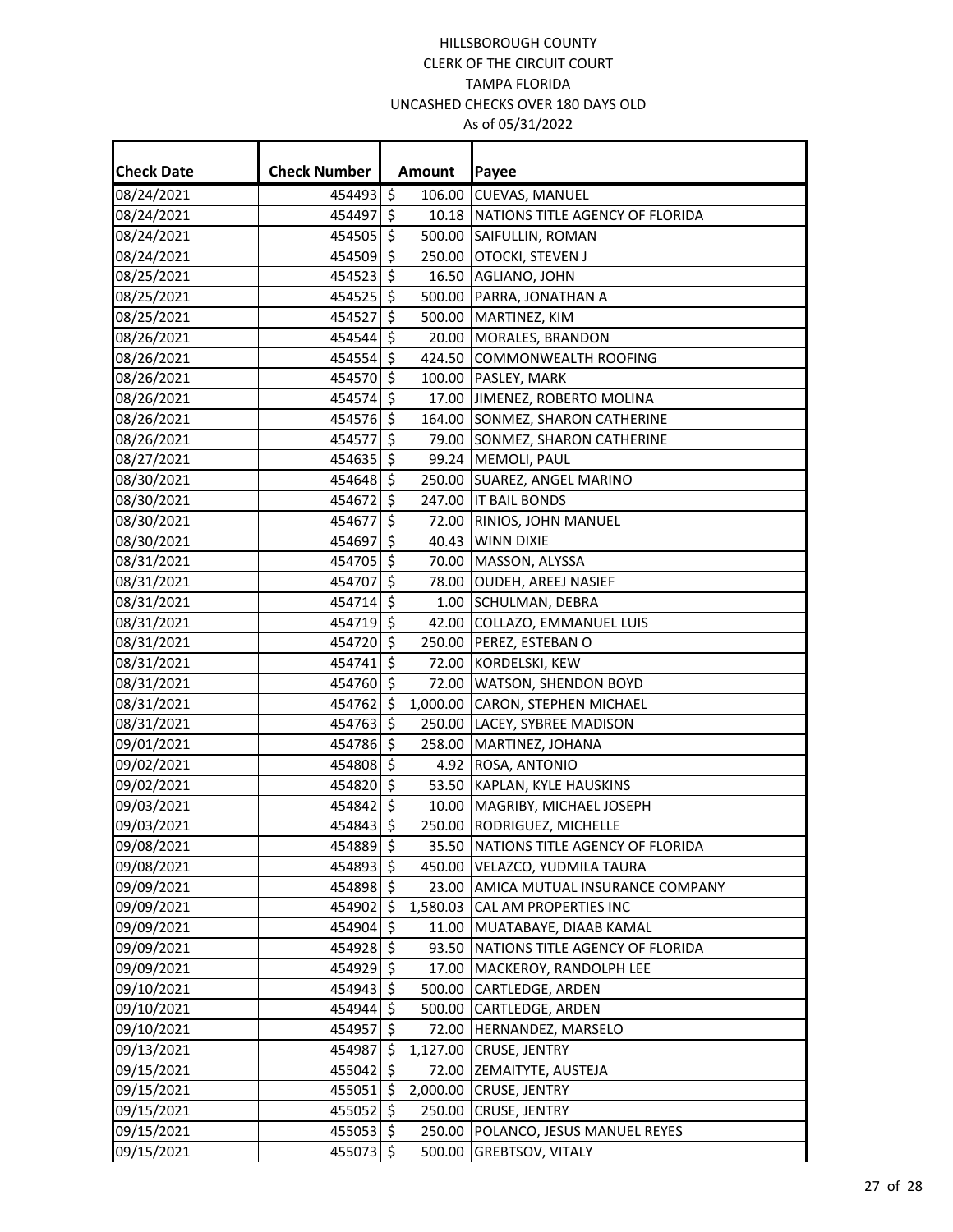HILLSBOROUGH COUNTY
CLERK OF THE CIRCUIT COURT
TAMPA FLORIDA
UNCASHED CHECKS OVER 180 DAYS OLD
As of 05/31/2022

| Check Date | Check Number | Amount | Payee |
|---|---|---|---|
| 08/24/2021 | 454493 | $ 106.00 | CUEVAS, MANUEL |
| 08/24/2021 | 454497 | $ 10.18 | NATIONS TITLE AGENCY OF FLORIDA |
| 08/24/2021 | 454505 | $ 500.00 | SAIFULLIN, ROMAN |
| 08/24/2021 | 454509 | $ 250.00 | OTOCKI, STEVEN J |
| 08/25/2021 | 454523 | $ 16.50 | AGLIANO, JOHN |
| 08/25/2021 | 454525 | $ 500.00 | PARRA, JONATHAN A |
| 08/25/2021 | 454527 | $ 500.00 | MARTINEZ, KIM |
| 08/26/2021 | 454544 | $ 20.00 | MORALES, BRANDON |
| 08/26/2021 | 454554 | $ 424.50 | COMMONWEALTH ROOFING |
| 08/26/2021 | 454570 | $ 100.00 | PASLEY, MARK |
| 08/26/2021 | 454574 | $ 17.00 | JIMENEZ, ROBERTO MOLINA |
| 08/26/2021 | 454576 | $ 164.00 | SONMEZ, SHARON CATHERINE |
| 08/26/2021 | 454577 | $ 79.00 | SONMEZ, SHARON CATHERINE |
| 08/27/2021 | 454635 | $ 99.24 | MEMOLI, PAUL |
| 08/30/2021 | 454648 | $ 250.00 | SUAREZ, ANGEL MARINO |
| 08/30/2021 | 454672 | $ 247.00 | IT BAIL BONDS |
| 08/30/2021 | 454677 | $ 72.00 | RINIOS, JOHN MANUEL |
| 08/30/2021 | 454697 | $ 40.43 | WINN DIXIE |
| 08/31/2021 | 454705 | $ 70.00 | MASSON, ALYSSA |
| 08/31/2021 | 454707 | $ 78.00 | OUDEH, AREEJ NASIEF |
| 08/31/2021 | 454714 | $ 1.00 | SCHULMAN, DEBRA |
| 08/31/2021 | 454719 | $ 42.00 | COLLAZO, EMMANUEL LUIS |
| 08/31/2021 | 454720 | $ 250.00 | PEREZ, ESTEBAN O |
| 08/31/2021 | 454741 | $ 72.00 | KORDELSKI, KEW |
| 08/31/2021 | 454760 | $ 72.00 | WATSON, SHENDON BOYD |
| 08/31/2021 | 454762 | $ 1,000.00 | CARON, STEPHEN MICHAEL |
| 08/31/2021 | 454763 | $ 250.00 | LACEY, SYBREE MADISON |
| 09/01/2021 | 454786 | $ 258.00 | MARTINEZ, JOHANA |
| 09/02/2021 | 454808 | $ 4.92 | ROSA, ANTONIO |
| 09/02/2021 | 454820 | $ 53.50 | KAPLAN, KYLE HAUSKINS |
| 09/03/2021 | 454842 | $ 10.00 | MAGRIBY, MICHAEL JOSEPH |
| 09/03/2021 | 454843 | $ 250.00 | RODRIGUEZ, MICHELLE |
| 09/08/2021 | 454889 | $ 35.50 | NATIONS TITLE AGENCY OF FLORIDA |
| 09/08/2021 | 454893 | $ 450.00 | VELAZCO, YUDMILA TAURA |
| 09/09/2021 | 454898 | $ 23.00 | AMICA MUTUAL INSURANCE COMPANY |
| 09/09/2021 | 454902 | $ 1,580.03 | CAL AM PROPERTIES INC |
| 09/09/2021 | 454904 | $ 11.00 | MUATABAYE, DIAAB KAMAL |
| 09/09/2021 | 454928 | $ 93.50 | NATIONS TITLE AGENCY OF FLORIDA |
| 09/09/2021 | 454929 | $ 17.00 | MACKEROY, RANDOLPH LEE |
| 09/10/2021 | 454943 | $ 500.00 | CARTLEDGE, ARDEN |
| 09/10/2021 | 454944 | $ 500.00 | CARTLEDGE, ARDEN |
| 09/10/2021 | 454957 | $ 72.00 | HERNANDEZ, MARSELO |
| 09/13/2021 | 454987 | $ 1,127.00 | CRUSE, JENTRY |
| 09/15/2021 | 455042 | $ 72.00 | ZEMAITYTE, AUSTEJA |
| 09/15/2021 | 455051 | $ 2,000.00 | CRUSE, JENTRY |
| 09/15/2021 | 455052 | $ 250.00 | CRUSE, JENTRY |
| 09/15/2021 | 455053 | $ 250.00 | POLANCO, JESUS MANUEL REYES |
| 09/15/2021 | 455073 | $ 500.00 | GREBTSOV, VITALY |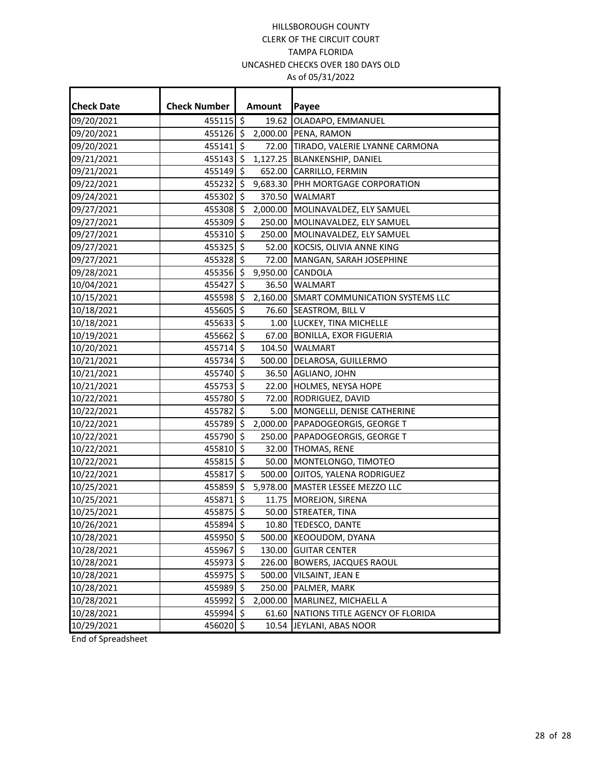HILLSBOROUGH COUNTY
CLERK OF THE CIRCUIT COURT
TAMPA FLORIDA
UNCASHED CHECKS OVER 180 DAYS OLD
As of 05/31/2022

| Check Date | Check Number | Amount | Payee |
|---|---|---|---|
| 09/20/2021 | 455115 | $ 19.62 | OLADAPO, EMMANUEL |
| 09/20/2021 | 455126 | $ 2,000.00 | PENA, RAMON |
| 09/20/2021 | 455141 | $ 72.00 | TIRADO, VALERIE LYANNE CARMONA |
| 09/21/2021 | 455143 | $ 1,127.25 | BLANKENSHIP, DANIEL |
| 09/21/2021 | 455149 | $ 652.00 | CARRILLO, FERMIN |
| 09/22/2021 | 455232 | $ 9,683.30 | PHH MORTGAGE CORPORATION |
| 09/24/2021 | 455302 | $ 370.50 | WALMART |
| 09/27/2021 | 455308 | $ 2,000.00 | MOLINAVALDEZ, ELY SAMUEL |
| 09/27/2021 | 455309 | $ 250.00 | MOLINAVALDEZ, ELY SAMUEL |
| 09/27/2021 | 455310 | $ 250.00 | MOLINAVALDEZ, ELY SAMUEL |
| 09/27/2021 | 455325 | $ 52.00 | KOCSIS, OLIVIA ANNE KING |
| 09/27/2021 | 455328 | $ 72.00 | MANGAN, SARAH JOSEPHINE |
| 09/28/2021 | 455356 | $ 9,950.00 | CANDOLA |
| 10/04/2021 | 455427 | $ 36.50 | WALMART |
| 10/15/2021 | 455598 | $ 2,160.00 | SMART COMMUNICATION SYSTEMS LLC |
| 10/18/2021 | 455605 | $ 76.60 | SEASTROM, BILL V |
| 10/18/2021 | 455633 | $ 1.00 | LUCKEY, TINA MICHELLE |
| 10/19/2021 | 455662 | $ 67.00 | BONILLA, EXOR FIGUERIA |
| 10/20/2021 | 455714 | $ 104.50 | WALMART |
| 10/21/2021 | 455734 | $ 500.00 | DELAROSA, GUILLERMO |
| 10/21/2021 | 455740 | $ 36.50 | AGLIANO, JOHN |
| 10/21/2021 | 455753 | $ 22.00 | HOLMES, NEYSA HOPE |
| 10/22/2021 | 455780 | $ 72.00 | RODRIGUEZ, DAVID |
| 10/22/2021 | 455782 | $ 5.00 | MONGELLI, DENISE CATHERINE |
| 10/22/2021 | 455789 | $ 2,000.00 | PAPADOGEORGIS, GEORGE T |
| 10/22/2021 | 455790 | $ 250.00 | PAPADOGEORGIS, GEORGE T |
| 10/22/2021 | 455810 | $ 32.00 | THOMAS, RENE |
| 10/22/2021 | 455815 | $ 50.00 | MONTELONGO, TIMOTEO |
| 10/22/2021 | 455817 | $ 500.00 | OJITOS, YALENA RODRIGUEZ |
| 10/25/2021 | 455859 | $ 5,978.00 | MASTER LESSEE MEZZO LLC |
| 10/25/2021 | 455871 | $ 11.75 | MOREJON, SIRENA |
| 10/25/2021 | 455875 | $ 50.00 | STREATER, TINA |
| 10/26/2021 | 455894 | $ 10.80 | TEDESCO, DANTE |
| 10/28/2021 | 455950 | $ 500.00 | KEOOUDOM, DYANA |
| 10/28/2021 | 455967 | $ 130.00 | GUITAR CENTER |
| 10/28/2021 | 455973 | $ 226.00 | BOWERS, JACQUES RAOUL |
| 10/28/2021 | 455975 | $ 500.00 | VILSAINT, JEAN E |
| 10/28/2021 | 455989 | $ 250.00 | PALMER, MARK |
| 10/28/2021 | 455992 | $ 2,000.00 | MARLINEZ, MICHAELL A |
| 10/28/2021 | 455994 | $ 61.60 | NATIONS TITLE AGENCY OF FLORIDA |
| 10/29/2021 | 456020 | $ 10.54 | JEYLANI, ABAS NOOR |

End of Spreadsheet